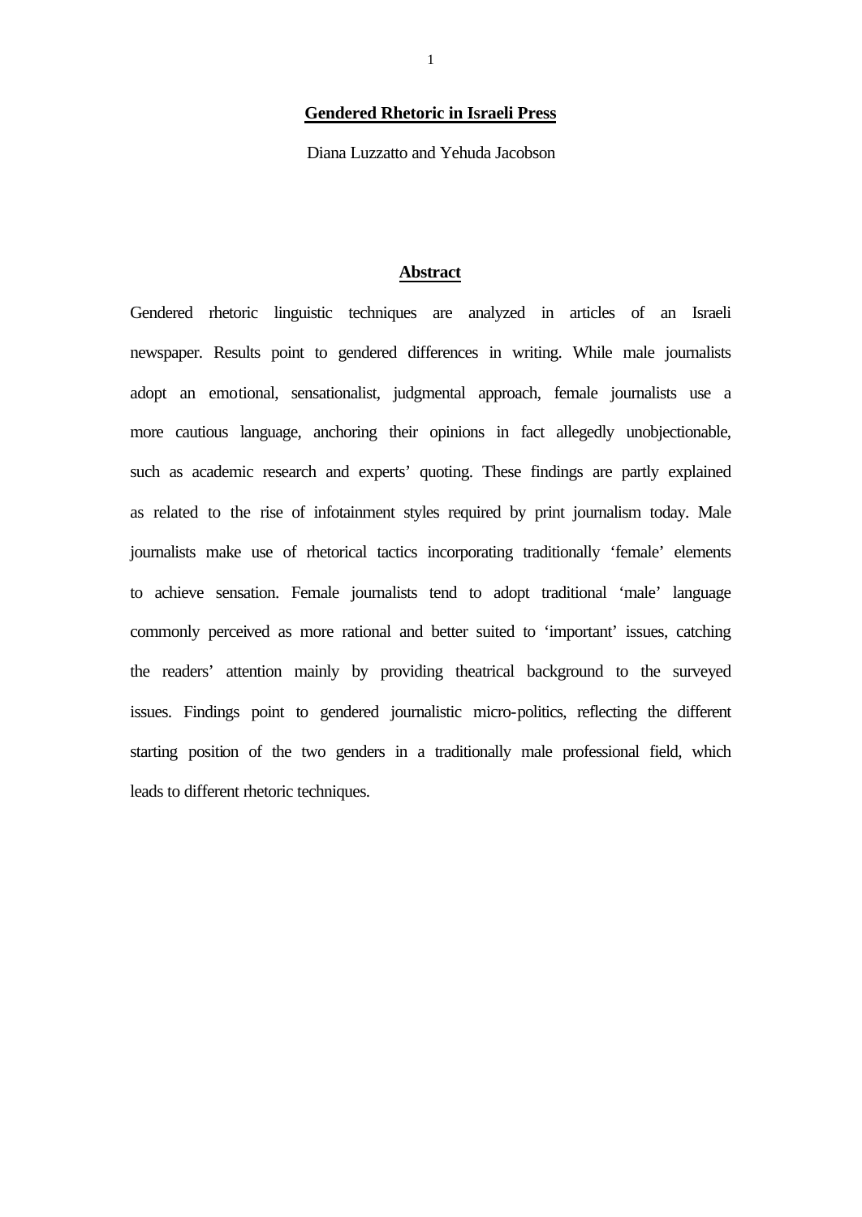# Gendered Rhetoric in Israeli Press

Diana Luzzatto and Yehuda Jacobson

## Abstract

Gendered rhetoric linguistic techniques are analyzed in articles of an Israeli newspaper. Results point to gendered differences in writing. While male journalists adopt an emotional, sensationalist, judgmental approach, female journalists use a more cautious language, anchoring their opinions in fact allegedly unobjectionable, such as academic research and experts' quoting. These findings are partly explained as related to the rise of infotainment styles required by print journalism today. Male journalists make use of rhetorical tactics incorporating traditionally 'female' elements to achieve sensation. Female journalists tend to adopt traditional 'male' language commonly perceived as more rational and better suited to 'important' issues, catching the readers' attention mainly by providing theatrical background to the surveyed issues. Findings point to gendered journalistic micro-politics, reflecting the different starting position of the two genders in a traditionally male professional field, which leads to different rhetoric techniques.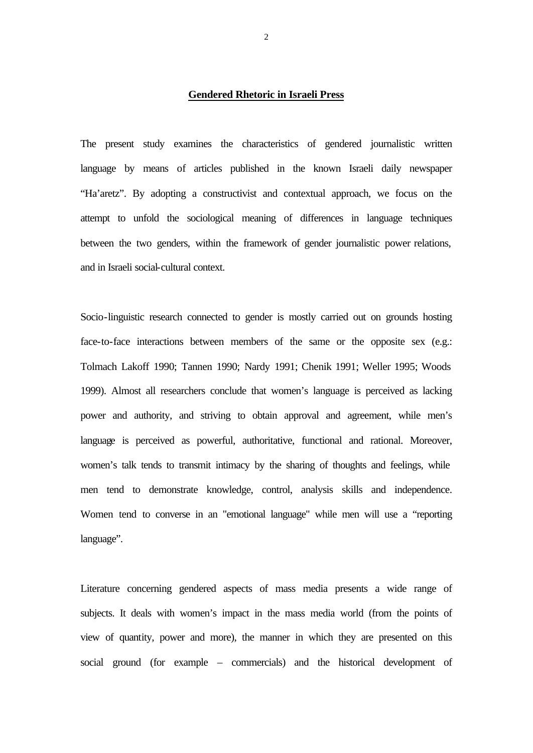# Gendered Rhetoric in Israeli Press

The present study examines the characteristics of gendered journalistic written language by means of articles published in the known Israeli daily newspaper "Ha'aretz". By adopting a constructivist and contextual approach, we focus on the attempt to unfold the sociological meaning of differences in language techniques between the two genders, within the framework of gender journalistic power relations, and in Israeli social-cultural context.

Socio-linguistic research connected to gender is mostly carried out on grounds hosting face-to-face interactions between members of the same or the opposite sex (e.g.: Tolmach Lakoff 1990; Tannen 1990; Nardy 1991; Chenik 1991; Weller 1995; Woods 1999). Almost all researchers conclude that women's language is perceived as lacking power and authority, and striving to obtain approval and agreement, while men's language is perceived as powerful, authoritative, functional and rational. Moreover, women's talk tends to transmit intimacy by the sharing of thoughts and feelings, while men tend to demonstrate knowledge, control, analysis skills and independence. Women tend to converse in an "emotional language" while men will use a "reporting language".

Literature concerning gendered aspects of mass media presents a wide range of subjects. It deals with women's impact in the mass media world (from the points of view of quantity, power and more), the manner in which they are presented on this social ground (for example – commercials) and the historical development of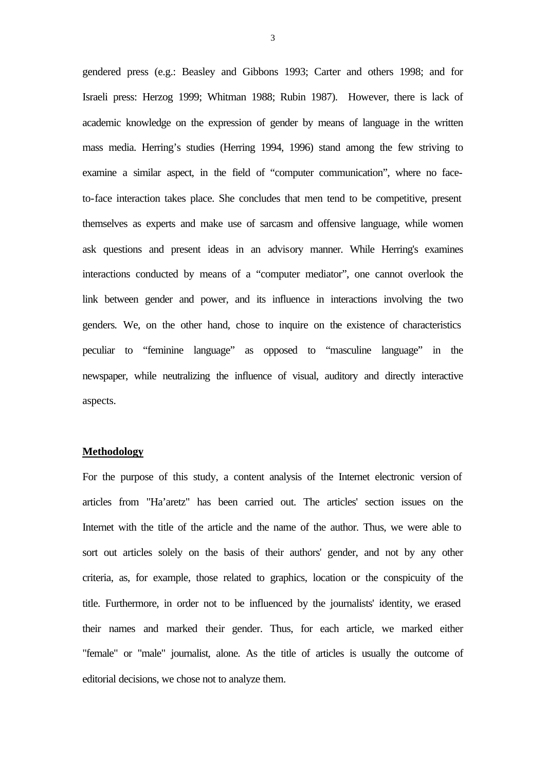gendered press (e.g.: Beasley and Gibbons 1993; Carter and others 1998; and for Israeli press: Herzog 1999; Whitman 1988; Rubin 1987). However, there is lack of academic knowledge on the expression of gender by means of language in the written mass media. Herring's studies (Herring 1994, 1996) stand among the few striving to examine a similar aspect, in the field of "computer communication", where no face-to-face interaction takes place. She concludes that men tend to be competitive, present themselves as experts and make use of sarcasm and offensive language, while women ask questions and present ideas in an advisory manner. While Herring's examines interactions conducted by means of a "computer mediator", one cannot overlook the link between gender and power, and its influence in interactions involving the two genders. We, on the other hand, chose to inquire on the existence of characteristics peculiar to "feminine language" as opposed to "masculine language" in the newspaper, while neutralizing the influence of visual, auditory and directly interactive aspects.

## Methodology

For the purpose of this study, a content analysis of the Internet electronic version of articles from "Ha'aretz" has been carried out. The articles' section issues on the Internet with the title of the article and the name of the author. Thus, we were able to sort out articles solely on the basis of their authors' gender, and not by any other criteria, as, for example, those related to graphics, location or the conspicuity of the title. Furthermore, in order not to be influenced by the journalists' identity, we erased their names and marked their gender. Thus, for each article, we marked either "female" or "male" journalist, alone. As the title of articles is usually the outcome of editorial decisions, we chose not to analyze them.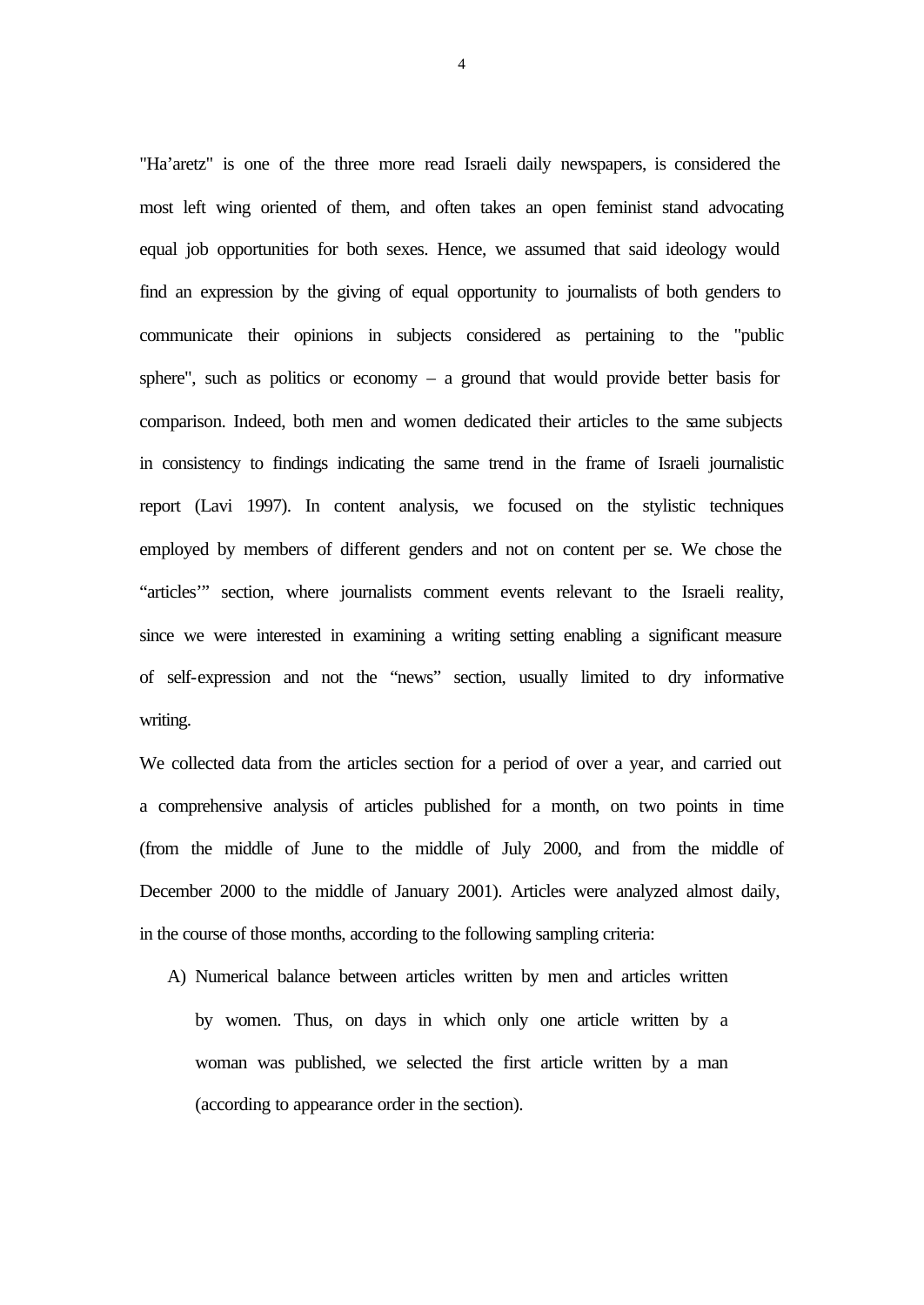"Ha'aretz" is one of the three more read Israeli daily newspapers, is considered the most left wing oriented of them, and often takes an open feminist stand advocating equal job opportunities for both sexes. Hence, we assumed that said ideology would find an expression by the giving of equal opportunity to journalists of both genders to communicate their opinions in subjects considered as pertaining to the "public sphere", such as politics or economy – a ground that would provide better basis for comparison. Indeed, both men and women dedicated their articles to the same subjects in consistency to findings indicating the same trend in the frame of Israeli journalistic report (Lavi 1997). In content analysis, we focused on the stylistic techniques employed by members of different genders and not on content per se. We chose the "articles'" section, where journalists comment events relevant to the Israeli reality, since we were interested in examining a writing setting enabling a significant measure of self-expression and not the "news" section, usually limited to dry informative writing.

We collected data from the articles section for a period of over a year, and carried out a comprehensive analysis of articles published for a month, on two points in time (from the middle of June to the middle of July 2000, and from the middle of December 2000 to the middle of January 2001). Articles were analyzed almost daily, in the course of those months, according to the following sampling criteria:

A) Numerical balance between articles written by men and articles written by women. Thus, on days in which only one article written by a woman was published, we selected the first article written by a man (according to appearance order in the section).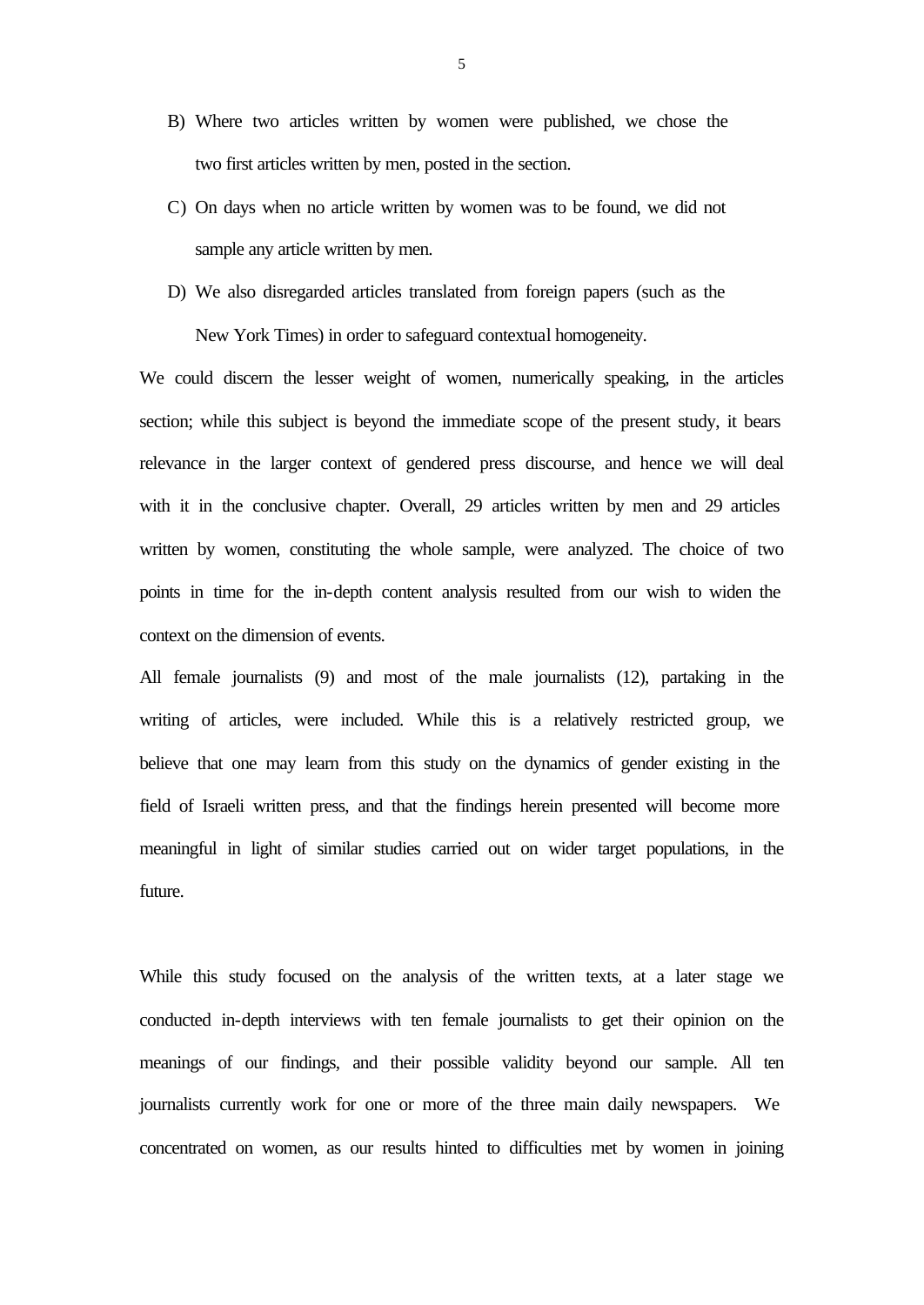B) Where two articles written by women were published, we chose the two first articles written by men, posted in the section.

C) On days when no article written by women was to be found, we did not sample any article written by men.

D) We also disregarded articles translated from foreign papers (such as the New York Times) in order to safeguard contextual homogeneity.

We could discern the lesser weight of women, numerically speaking, in the articles section; while this subject is beyond the immediate scope of the present study, it bears relevance in the larger context of gendered press discourse, and hence we will deal with it in the conclusive chapter. Overall, 29 articles written by men and 29 articles written by women, constituting the whole sample, were analyzed. The choice of two points in time for the in-depth content analysis resulted from our wish to widen the context on the dimension of events.

All female journalists (9) and most of the male journalists (12), partaking in the writing of articles, were included. While this is a relatively restricted group, we believe that one may learn from this study on the dynamics of gender existing in the field of Israeli written press, and that the findings herein presented will become more meaningful in light of similar studies carried out on wider target populations, in the future.

While this study focused on the analysis of the written texts, at a later stage we conducted in-depth interviews with ten female journalists to get their opinion on the meanings of our findings, and their possible validity beyond our sample. All ten journalists currently work for one or more of the three main daily newspapers. We concentrated on women, as our results hinted to difficulties met by women in joining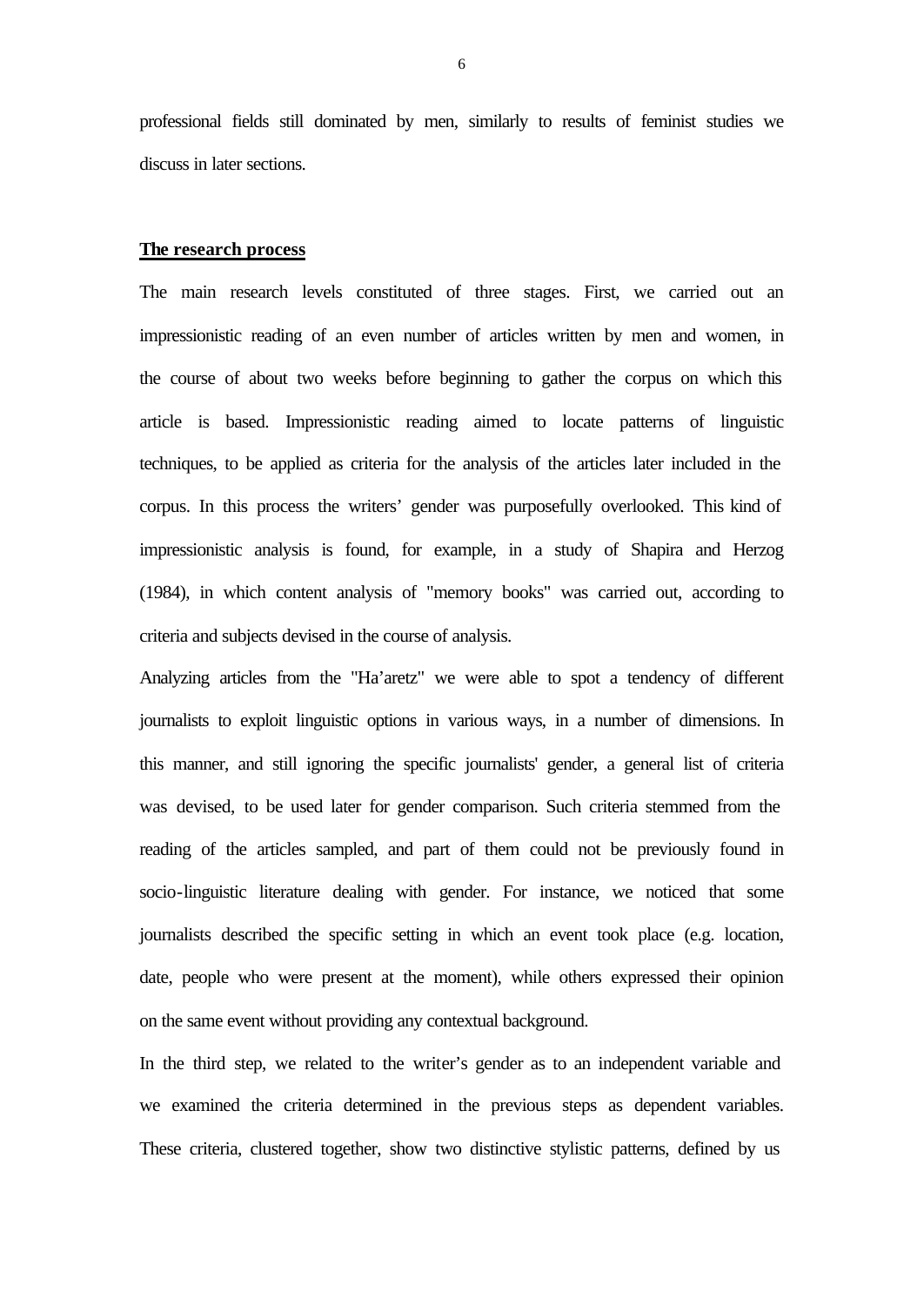professional fields still dominated by men, similarly to results of feminist studies we discuss in later sections.

## The research process

The main research levels constituted of three stages. First, we carried out an impressionistic reading of an even number of articles written by men and women, in the course of about two weeks before beginning to gather the corpus on which this article is based. Impressionistic reading aimed to locate patterns of linguistic techniques, to be applied as criteria for the analysis of the articles later included in the corpus. In this process the writers' gender was purposefully overlooked. This kind of impressionistic analysis is found, for example, in a study of Shapira and Herzog (1984), in which content analysis of "memory books" was carried out, according to criteria and subjects devised in the course of analysis.

Analyzing articles from the "Ha'aretz" we were able to spot a tendency of different journalists to exploit linguistic options in various ways, in a number of dimensions. In this manner, and still ignoring the specific journalists' gender, a general list of criteria was devised, to be used later for gender comparison. Such criteria stemmed from the reading of the articles sampled, and part of them could not be previously found in socio-linguistic literature dealing with gender. For instance, we noticed that some journalists described the specific setting in which an event took place (e.g. location, date, people who were present at the moment), while others expressed their opinion on the same event without providing any contextual background.

In the third step, we related to the writer's gender as to an independent variable and we examined the criteria determined in the previous steps as dependent variables. These criteria, clustered together, show two distinctive stylistic patterns, defined by us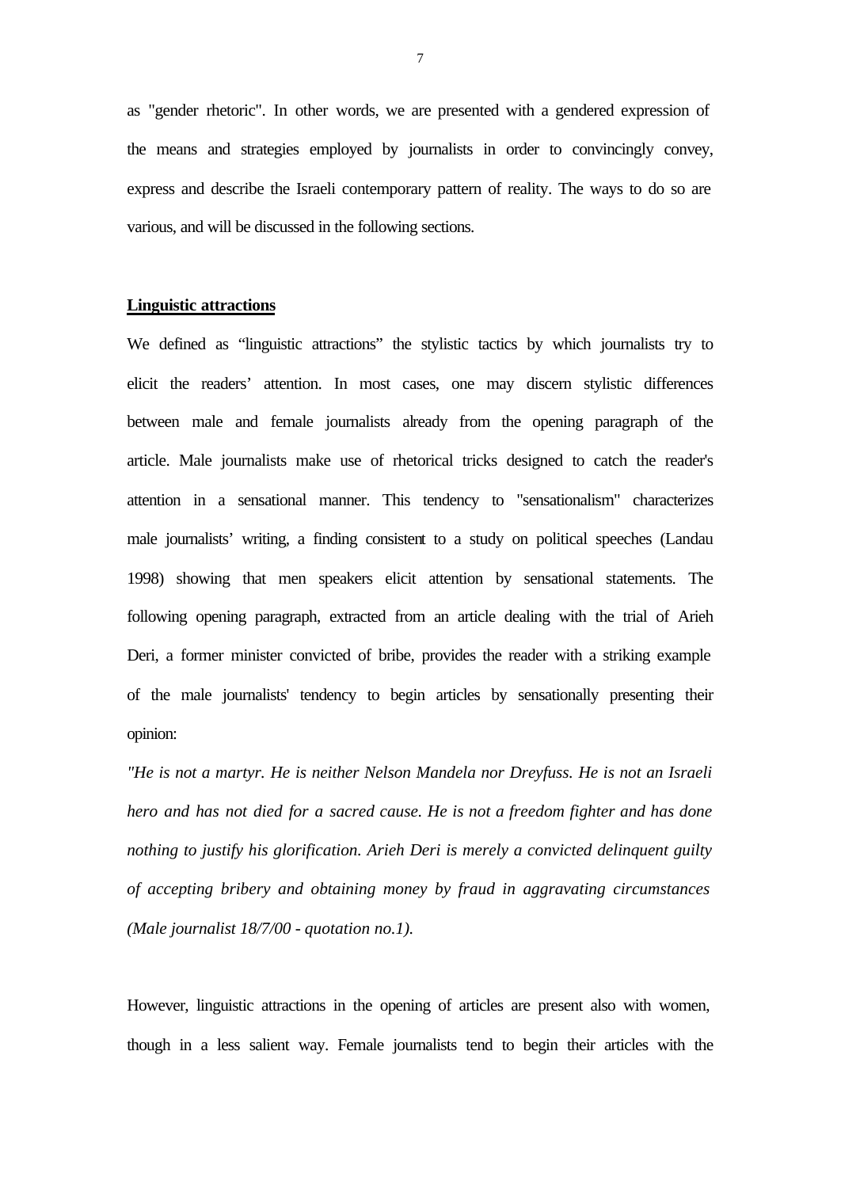as "gender rhetoric". In other words, we are presented with a gendered expression of the means and strategies employed by journalists in order to convincingly convey, express and describe the Israeli contemporary pattern of reality. The ways to do so are various, and will be discussed in the following sections.

## **Linguistic attractions**

We defined as “linguistic attractions” the stylistic tactics by which journalists try to elicit the readers’ attention. In most cases, one may discern stylistic differences between male and female journalists already from the opening paragraph of the article. Male journalists make use of rhetorical tricks designed to catch the reader's attention in a sensational manner. This tendency to "sensationalism" characterizes male journalists’ writing, a finding consistent to a study on political speeches (Landau 1998) showing that men speakers elicit attention by sensational statements. The following opening paragraph, extracted from an article dealing with the trial of Arieh Deri, a former minister convicted of bribe, provides the reader with a striking example of the male journalists' tendency to begin articles by sensationally presenting their opinion:

*"He is not a martyr. He is neither Nelson Mandela nor Dreyfuss. He is not an Israeli hero and has not died for a sacred cause. He is not a freedom fighter and has done nothing to justify his glorification. Arieh Deri is merely a convicted delinquent guilty of accepting bribery and obtaining money by fraud in aggravating circumstances (Male journalist 18/7/00 - quotation no.1).*

However, linguistic attractions in the opening of articles are present also with women, though in a less salient way. Female journalists tend to begin their articles with the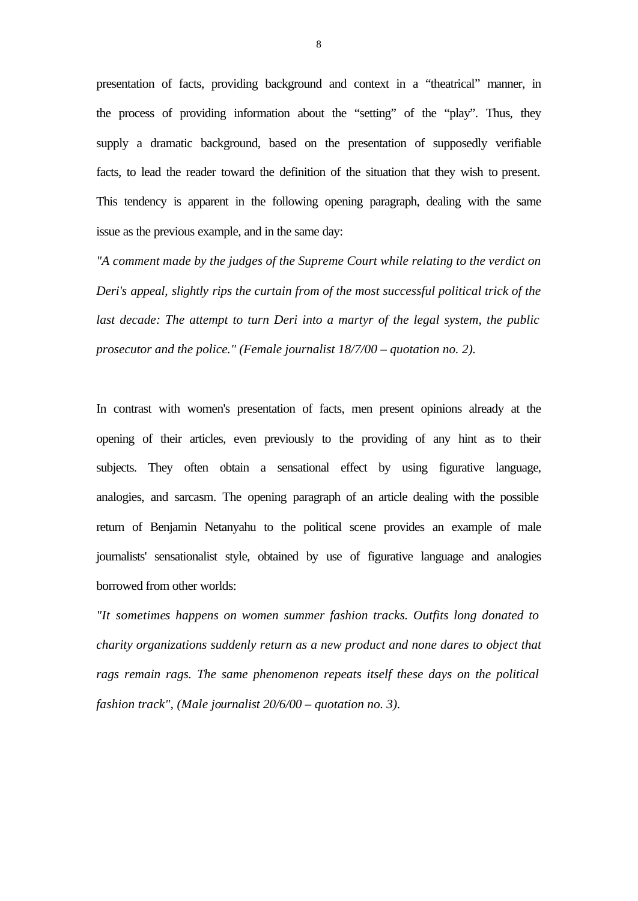presentation of facts, providing background and context in a “theatrical” manner, in the process of providing information about the “setting” of the “play”. Thus, they supply a dramatic background, based on the presentation of supposedly verifiable facts, to lead the reader toward the definition of the situation that they wish to present. This tendency is apparent in the following opening paragraph, dealing with the same issue as the previous example, and in the same day:

*"A comment made by the judges of the Supreme Court while relating to the verdict on Deri's appeal, slightly rips the curtain from of the most successful political trick of the last decade: The attempt to turn Deri into a martyr of the legal system, the public prosecutor and the police." (Female journalist 18/7/00 – quotation no. 2).*

In contrast with women's presentation of facts, men present opinions already at the opening of their articles, even previously to the providing of any hint as to their subjects. They often obtain a sensational effect by using figurative language, analogies, and sarcasm. The opening paragraph of an article dealing with the possible return of Benjamin Netanyahu to the political scene provides an example of male journalists' sensationalist style, obtained by use of figurative language and analogies borrowed from other worlds:

*"It sometimes happens on women summer fashion tracks. Outfits long donated to charity organizations suddenly return as a new product and none dares to object that rags remain rags. The same phenomenon repeats itself these days on the political fashion track", (Male journalist 20/6/00 – quotation no. 3).*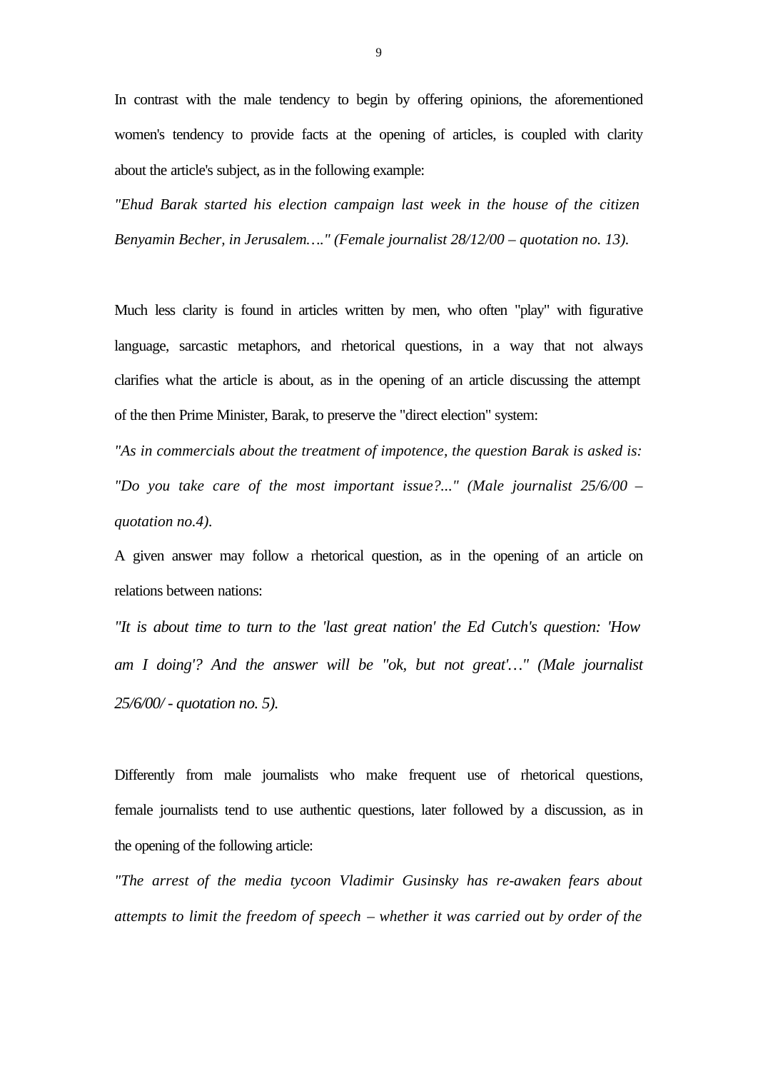In contrast with the male tendency to begin by offering opinions, the aforementioned women's tendency to provide facts at the opening of articles, is coupled with clarity about the article's subject, as in the following example:

*"Ehud Barak started his election campaign last week in the house of the citizen Benyamin Becher, in Jerusalem…." (Female journalist 28/12/00 – quotation no. 13).*

Much less clarity is found in articles written by men, who often "play" with figurative language, sarcastic metaphors, and rhetorical questions, in a way that not always clarifies what the article is about, as in the opening of an article discussing the attempt of the then Prime Minister, Barak, to preserve the "direct election" system:

*"As in commercials about the treatment of impotence, the question Barak is asked is: "Do you take care of the most important issue?..." (Male journalist 25/6/00 – quotation no.4).*

A given answer may follow a rhetorical question, as in the opening of an article on relations between nations:

*"It is about time to turn to the 'last great nation' the Ed Cutch's question: 'How am I doing'? And the answer will be "ok, but not great'…" (Male journalist 25/6/00/ - quotation no. 5).*

Differently from male journalists who make frequent use of rhetorical questions, female journalists tend to use authentic questions, later followed by a discussion, as in the opening of the following article:

*"The arrest of the media tycoon Vladimir Gusinsky has re-awaken fears about attempts to limit the freedom of speech – whether it was carried out by order of the*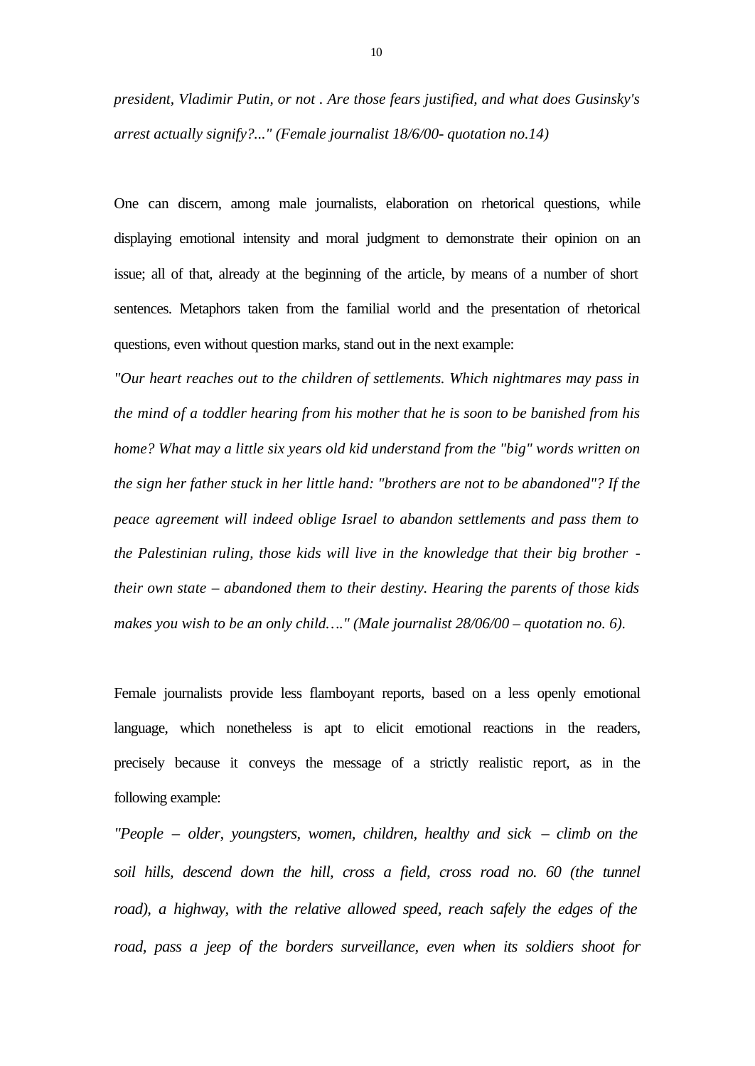*president, Vladimir Putin, or not . Are those fears justified, and what does Gusinsky's arrest actually signify?..." (Female journalist 18/6/00- quotation no.14)*

One can discern, among male journalists, elaboration on rhetorical questions, while displaying emotional intensity and moral judgment to demonstrate their opinion on an issue; all of that, already at the beginning of the article, by means of a number of short sentences. Metaphors taken from the familial world and the presentation of rhetorical questions, even without question marks, stand out in the next example:

*"Our heart reaches out to the children of settlements. Which nightmares may pass in the mind of a toddler hearing from his mother that he is soon to be banished from his home? What may a little six years old kid understand from the "big" words written on the sign her father stuck in her little hand: "brothers are not to be abandoned"? If the peace agreement will indeed oblige Israel to abandon settlements and pass them to the Palestinian ruling, those kids will live in the knowledge that their big brother - their own state – abandoned them to their destiny. Hearing the parents of those kids makes you wish to be an only child…." (Male journalist 28/06/00 – quotation no. 6).*

Female journalists provide less flamboyant reports, based on a less openly emotional language, which nonetheless is apt to elicit emotional reactions in the readers, precisely because it conveys the message of a strictly realistic report, as in the following example:

*"People – older, youngsters, women, children, healthy and sick – climb on the soil hills, descend down the hill, cross a field, cross road no. 60 (the tunnel road), a highway, with the relative allowed speed, reach safely the edges of the road, pass a jeep of the borders surveillance, even when its soldiers shoot for*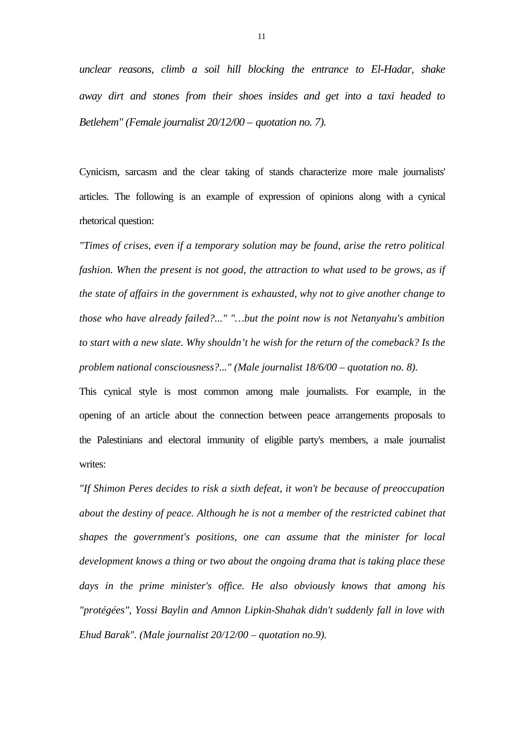*unclear reasons, climb a soil hill blocking the entrance to El-Hadar, shake away dirt and stones from their shoes insides and get into a taxi headed to Betlehem" (Female journalist 20/12/00 – quotation no. 7).*

Cynicism, sarcasm and the clear taking of stands characterize more male journalists' articles. The following is an example of expression of opinions along with a cynical rhetorical question:

*"Times of crises, even if a temporary solution may be found, arise the retro political fashion. When the present is not good, the attraction to what used to be grows, as if the state of affairs in the government is exhausted, why not to give another change to those who have already failed?..." "…but the point now is not Netanyahu's ambition to start with a new slate. Why shouldn't he wish for the return of the comeback? Is the problem national consciousness?..." (Male journalist 18/6/00 – quotation no. 8).*

This cynical style is most common among male journalists. For example, in the opening of an article about the connection between peace arrangements proposals to the Palestinians and electoral immunity of eligible party's members, a male journalist writes:

*"If Shimon Peres decides to risk a sixth defeat, it won't be because of preoccupation about the destiny of peace. Although he is not a member of the restricted cabinet that shapes the government's positions, one can assume that the minister for local development knows a thing or two about the ongoing drama that is taking place these days in the prime minister's office. He also obviously knows that among his "protégées", Yossi Baylin and Amnon Lipkin-Shahak didn't suddenly fall in love with Ehud Barak". (Male journalist 20/12/00 – quotation no.9).*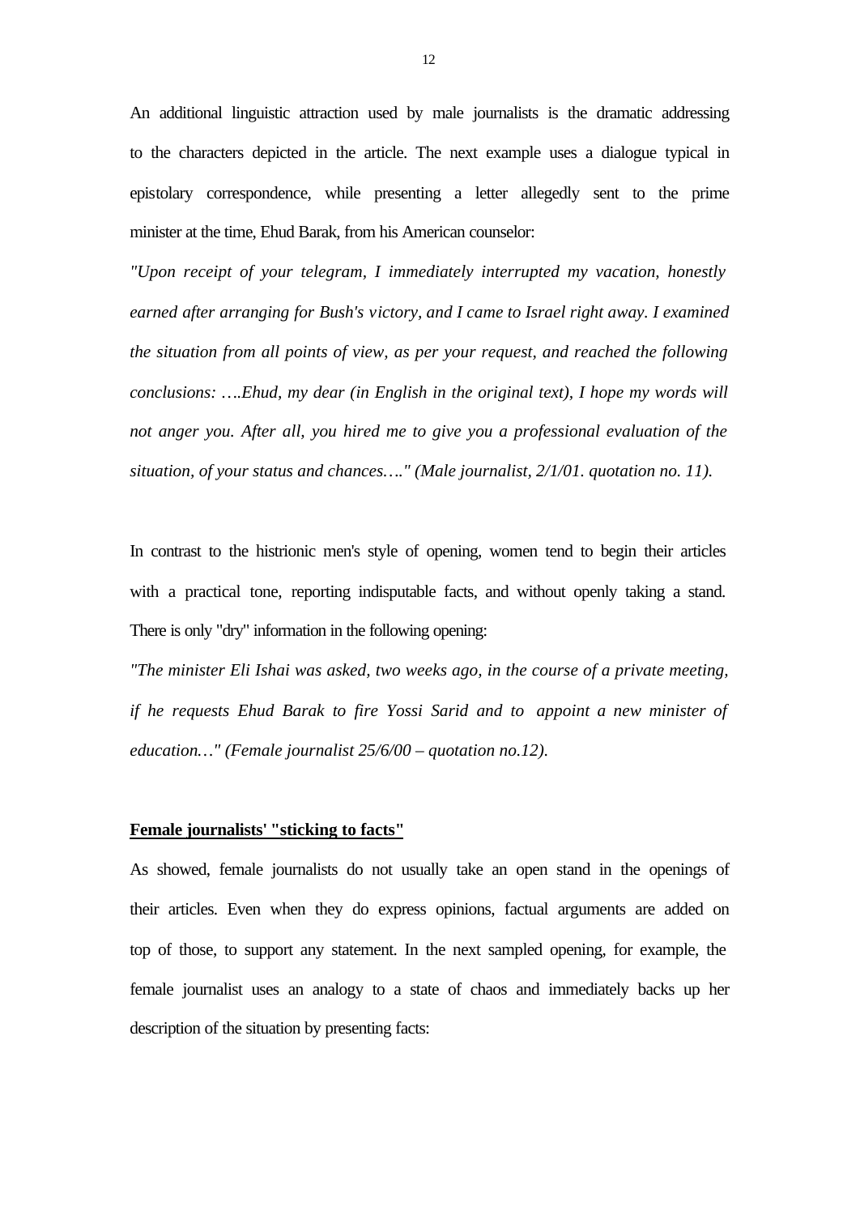An additional linguistic attraction used by male journalists is the dramatic addressing to the characters depicted in the article. The next example uses a dialogue typical in epistolary correspondence, while presenting a letter allegedly sent to the prime minister at the time, Ehud Barak, from his American counselor:

*"Upon receipt of your telegram, I immediately interrupted my vacation, honestly earned after arranging for Bush's victory, and I came to Israel right away. I examined the situation from all points of view, as per your request, and reached the following conclusions: ….Ehud, my dear (in English in the original text), I hope my words will not anger you. After all, you hired me to give you a professional evaluation of the situation, of your status and chances…." (Male journalist, 2/1/01. quotation no. 11).*

In contrast to the histrionic men's style of opening, women tend to begin their articles with a practical tone, reporting indisputable facts, and without openly taking a stand. There is only "dry" information in the following opening:

*"The minister Eli Ishai was asked, two weeks ago, in the course of a private meeting, if he requests Ehud Barak to fire Yossi Sarid and to appoint a new minister of education…" (Female journalist 25/6/00 – quotation no.12).*

**Female journalists' "sticking to facts"**

As showed, female journalists do not usually take an open stand in the openings of their articles. Even when they do express opinions, factual arguments are added on top of those, to support any statement. In the next sampled opening, for example, the female journalist uses an analogy to a state of chaos and immediately backs up her description of the situation by presenting facts: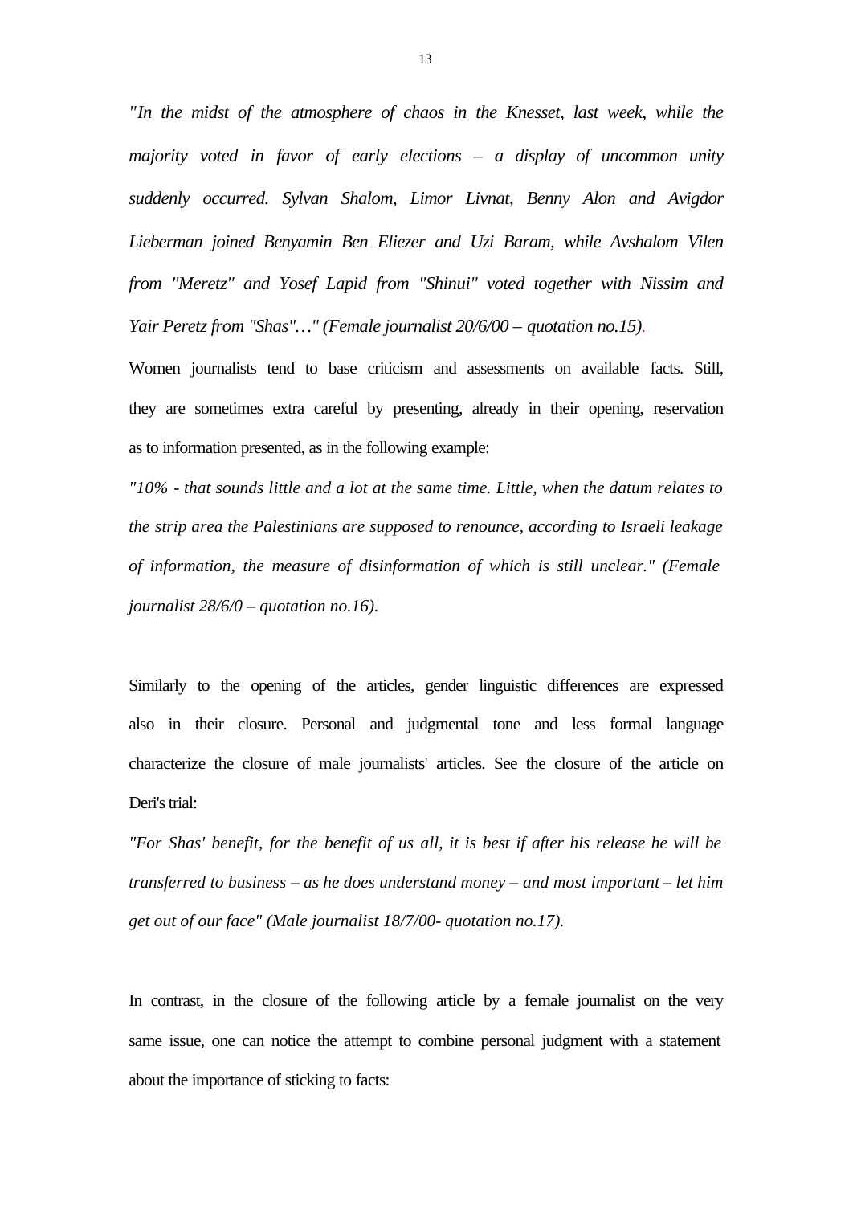*"In the midst of the atmosphere of chaos in the Knesset, last week, while the majority voted in favor of early elections – a display of uncommon unity suddenly occurred. Sylvan Shalom, Limor Livnat, Benny Alon and Avigdor Lieberman joined Benyamin Ben Eliezer and Uzi Baram, while Avshalom Vilen from "Meretz" and Yosef Lapid from "Shinui" voted together with Nissim and Yair Peretz from "Shas"…" (Female journalist 20/6/00 – quotation no.15).*

Women journalists tend to base criticism and assessments on available facts. Still, they are sometimes extra careful by presenting, already in their opening, reservation as to information presented, as in the following example:

*"10% - that sounds little and a lot at the same time. Little, when the datum relates to the strip area the Palestinians are supposed to renounce, according to Israeli leakage of information, the measure of disinformation of which is still unclear." (Female journalist 28/6/0 – quotation no.16).*

Similarly to the opening of the articles, gender linguistic differences are expressed also in their closure. Personal and judgmental tone and less formal language characterize the closure of male journalists' articles. See the closure of the article on Deri's trial:

*"For Shas' benefit, for the benefit of us all, it is best if after his release he will be transferred to business – as he does understand money – and most important – let him get out of our face" (Male journalist 18/7/00- quotation no.17).*

In contrast, in the closure of the following article by a female journalist on the very same issue, one can notice the attempt to combine personal judgment with a statement about the importance of sticking to facts: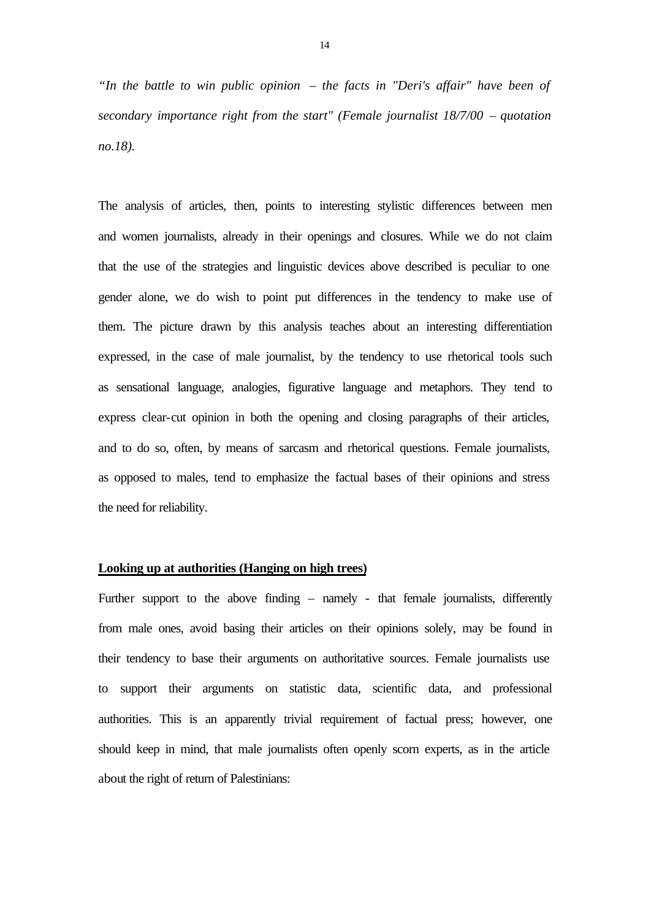*"In the battle to win public opinion – the facts in "Deri's affair" have been of secondary importance right from the start" (Female journalist 18/7/00 – quotation no.18).*

The analysis of articles, then, points to interesting stylistic differences between men and women journalists, already in their openings and closures. While we do not claim that the use of the strategies and linguistic devices above described is peculiar to one gender alone, we do wish to point put differences in the tendency to make use of them. The picture drawn by this analysis teaches about an interesting differentiation expressed, in the case of male journalist, by the tendency to use rhetorical tools such as sensational language, analogies, figurative language and metaphors. They tend to express clear-cut opinion in both the opening and closing paragraphs of their articles, and to do so, often, by means of sarcasm and rhetorical questions. Female journalists, as opposed to males, tend to emphasize the factual bases of their opinions and stress the need for reliability.

**<u>Looking up at authorities (Hanging on high trees)</u>**

Further support to the above finding – namely - that female journalists, differently from male ones, avoid basing their articles on their opinions solely, may be found in their tendency to base their arguments on authoritative sources. Female journalists use to support their arguments on statistic data, scientific data, and professional authorities. This is an apparently trivial requirement of factual press; however, one should keep in mind, that male journalists often openly scorn experts, as in the article about the right of return of Palestinians: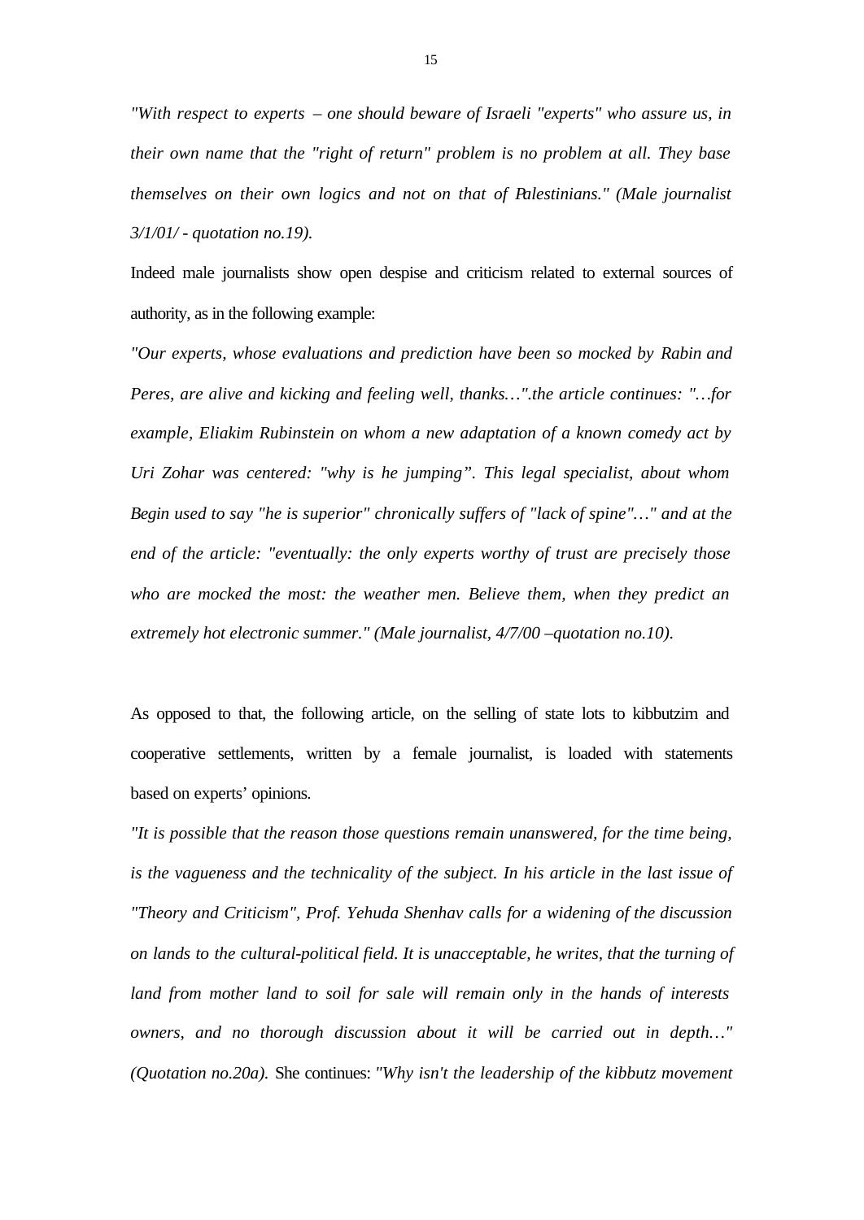*"With respect to experts – one should beware of Israeli "experts" who assure us, in their own name that the "right of return" problem is no problem at all. They base themselves on their own logics and not on that of Palestinians." (Male journalist 3/1/01/ - quotation no.19).*

Indeed male journalists show open despise and criticism related to external sources of authority, as in the following example:

*"Our experts, whose evaluations and prediction have been so mocked by Rabin and Peres, are alive and kicking and feeling well, thanks…".the article continues: "…for example, Eliakim Rubinstein on whom a new adaptation of a known comedy act by Uri Zohar was centered: "why is he jumping". This legal specialist, about whom Begin used to say "he is superior" chronically suffers of "lack of spine"…" and at the end of the article: "eventually: the only experts worthy of trust are precisely those who are mocked the most: the weather men. Believe them, when they predict an extremely hot electronic summer." (Male journalist, 4/7/00 –quotation no.10).*

As opposed to that, the following article, on the selling of state lots to kibbutzim and cooperative settlements, written by a female journalist, is loaded with statements based on experts' opinions.

*"It is possible that the reason those questions remain unanswered, for the time being, is the vagueness and the technicality of the subject. In his article in the last issue of "Theory and Criticism", Prof. Yehuda Shenhav calls for a widening of the discussion on lands to the cultural-political field. It is unacceptable, he writes, that the turning of land from mother land to soil for sale will remain only in the hands of interests owners, and no thorough discussion about it will be carried out in depth…" (Quotation no.20a).* She continues: *"Why isn't the leadership of the kibbutz movement*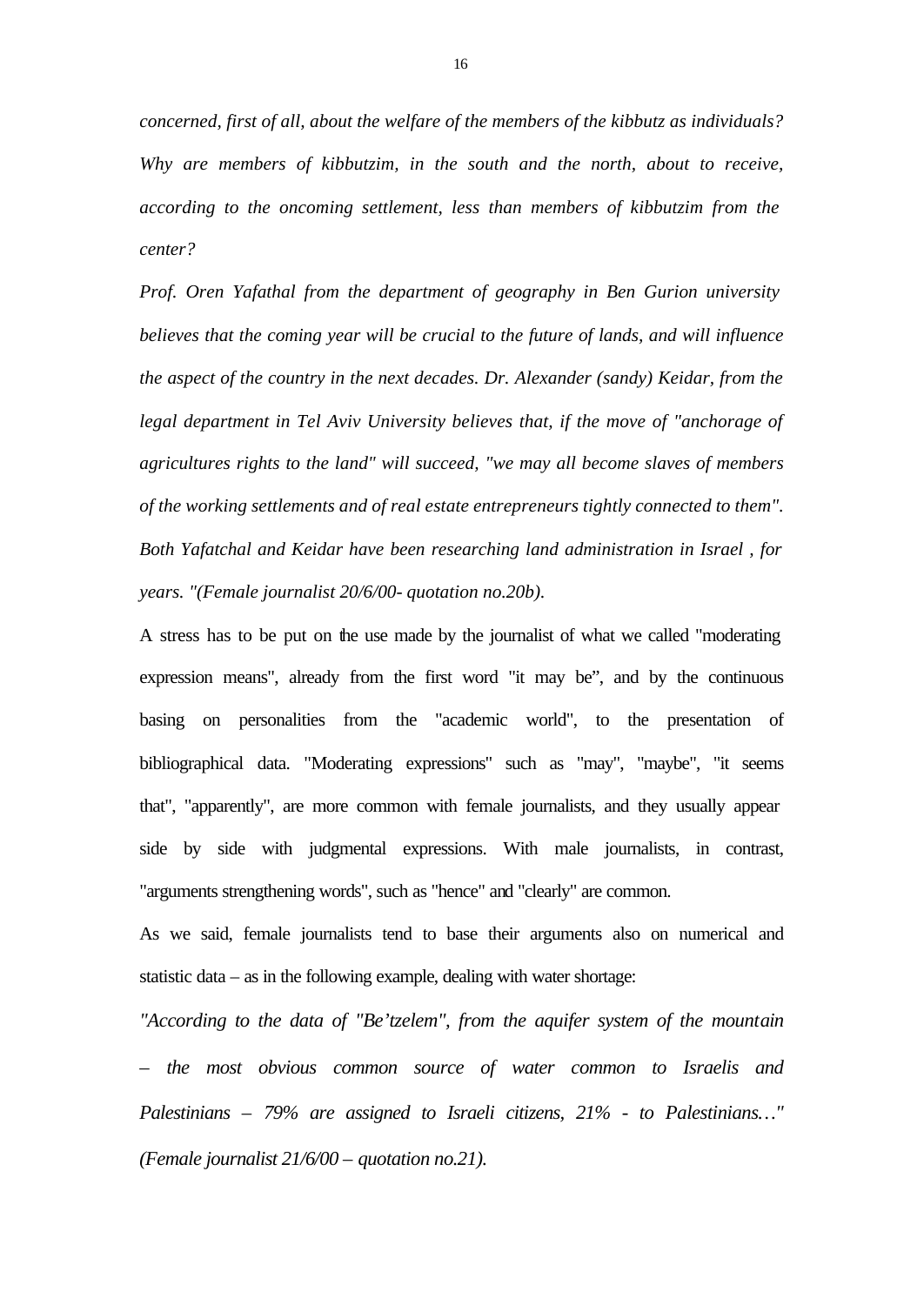*concerned, first of all, about the welfare of the members of the kibbutz as individuals? Why are members of kibbutzim, in the south and the north, about to receive, according to the oncoming settlement, less than members of kibbutzim from the center?*

*Prof. Oren Yafathal from the department of geography in Ben Gurion university believes that the coming year will be crucial to the future of lands, and will influence the aspect of the country in the next decades. Dr. Alexander (sandy) Keidar, from the legal department in Tel Aviv University believes that, if the move of "anchorage of agricultures rights to the land" will succeed, "we may all become slaves of members of the working settlements and of real estate entrepreneurs tightly connected to them". Both Yafatchal and Keidar have been researching land administration in Israel , for years. "(Female journalist 20/6/00- quotation no.20b).*

A stress has to be put on the use made by the journalist of what we called "moderating expression means", already from the first word "it may be", and by the continuous basing on personalities from the "academic world", to the presentation of bibliographical data. "Moderating expressions" such as "may", "maybe", "it seems that", "apparently", are more common with female journalists, and they usually appear side by side with judgmental expressions. With male journalists, in contrast, "arguments strengthening words", such as "hence" and "clearly" are common.

As we said, female journalists tend to base their arguments also on numerical and statistic data – as in the following example, dealing with water shortage:

*"According to the data of "Be'tzelem", from the aquifer system of the mountain – the most obvious common source of water common to Israelis and Palestinians – 79% are assigned to Israeli citizens, 21% - to Palestinians…" (Female journalist 21/6/00 – quotation no.21).*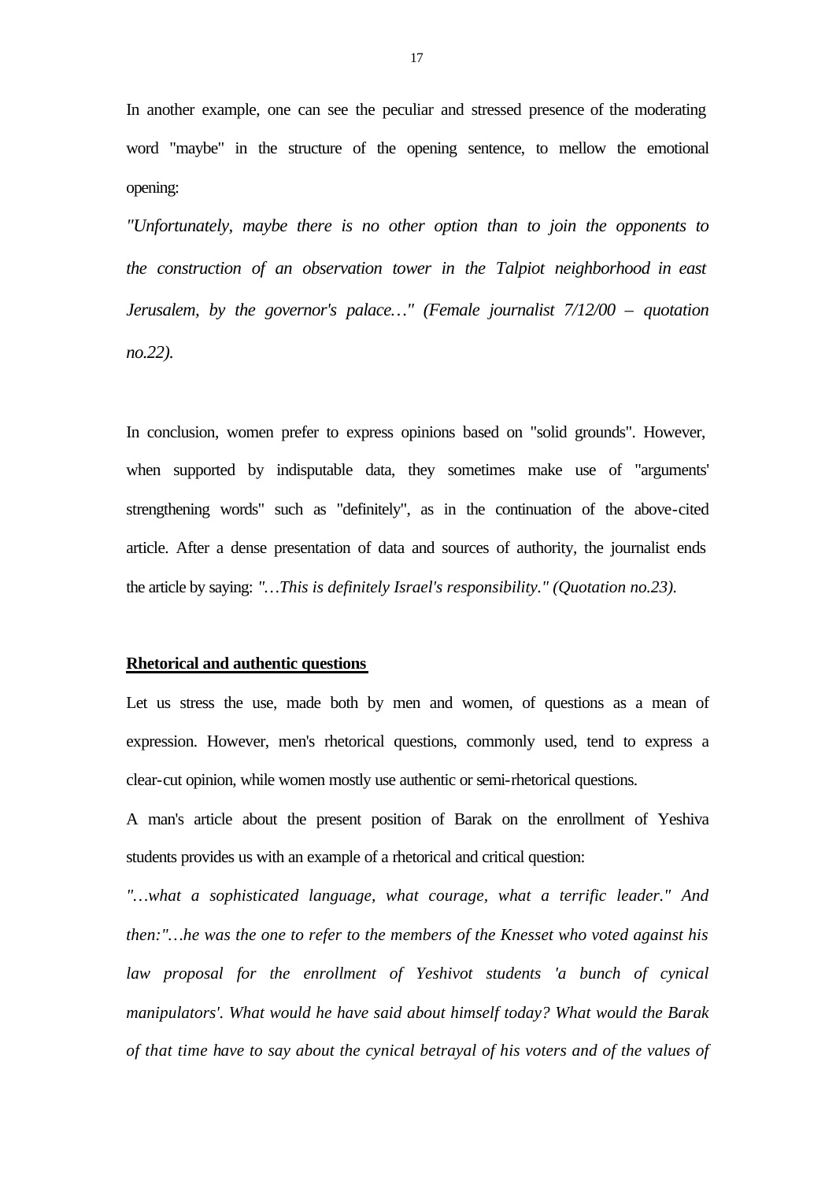In another example, one can see the peculiar and stressed presence of the moderating word "maybe" in the structure of the opening sentence, to mellow the emotional opening:

*"Unfortunately, maybe there is no other option than to join the opponents to the construction of an observation tower in the Talpiot neighborhood in east Jerusalem, by the governor's palace…" (Female journalist 7/12/00 – quotation no.22).*

In conclusion, women prefer to express opinions based on "solid grounds". However, when supported by indisputable data, they sometimes make use of "arguments' strengthening words" such as "definitely", as in the continuation of the above-cited article. After a dense presentation of data and sources of authority, the journalist ends the article by saying: *"…This is definitely Israel's responsibility." (Quotation no.23).*

**Rhetorical and authentic questions**

Let us stress the use, made both by men and women, of questions as a mean of expression. However, men's rhetorical questions, commonly used, tend to express a clear-cut opinion, while women mostly use authentic or semi-rhetorical questions.

A man's article about the present position of Barak on the enrollment of Yeshiva students provides us with an example of a rhetorical and critical question:

*"…what a sophisticated language, what courage, what a terrific leader." And then:"…he was the one to refer to the members of the Knesset who voted against his law proposal for the enrollment of Yeshivot students 'a bunch of cynical manipulators'. What would he have said about himself today? What would the Barak of that time have to say about the cynical betrayal of his voters and of the values of*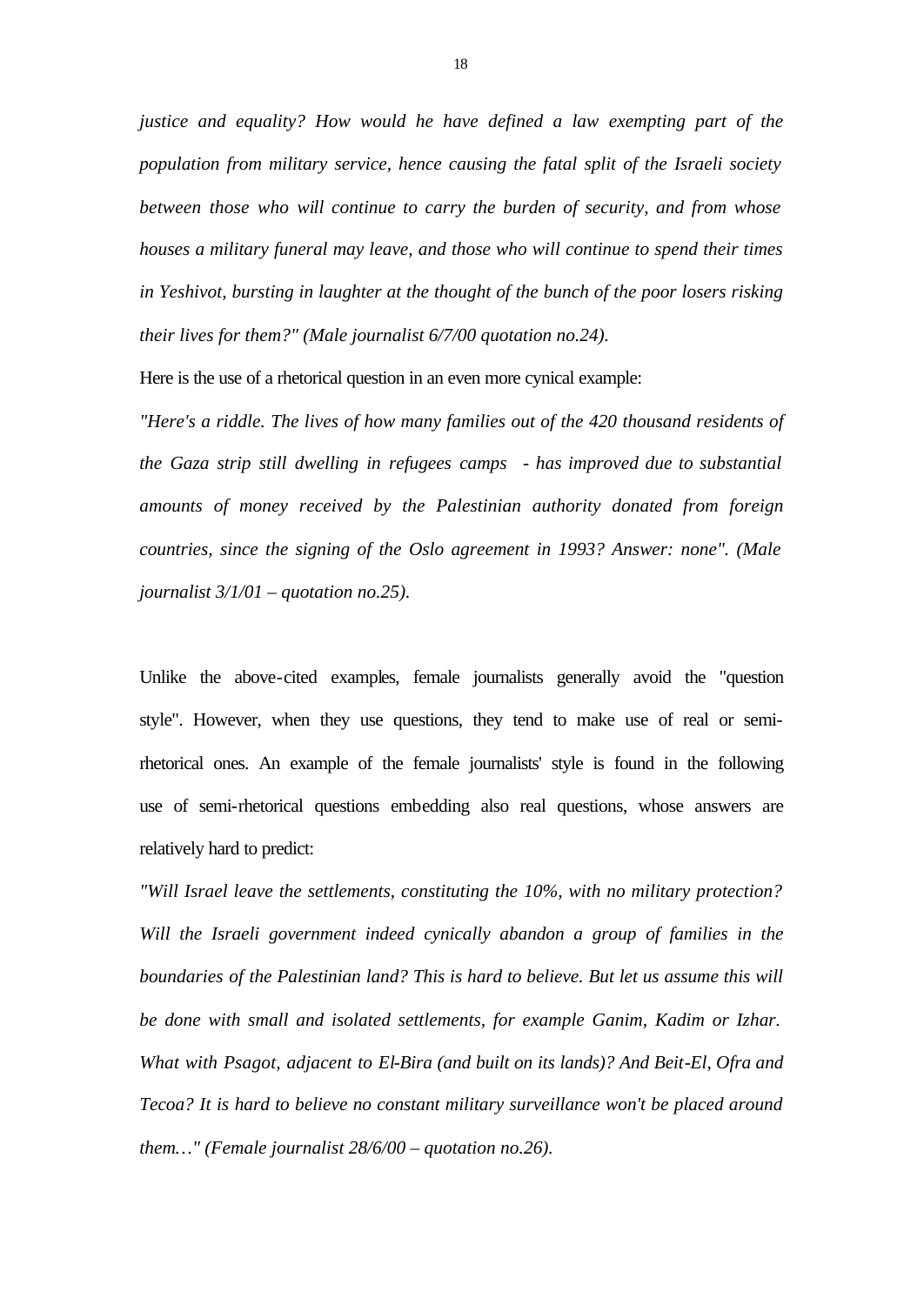*justice and equality? How would he have defined a law exempting part of the population from military service, hence causing the fatal split of the Israeli society between those who will continue to carry the burden of security, and from whose houses a military funeral may leave, and those who will continue to spend their times in Yeshivot, bursting in laughter at the thought of the bunch of the poor losers risking their lives for them?" (Male journalist 6/7/00 quotation no.24).*

Here is the use of a rhetorical question in an even more cynical example:

*"Here's a riddle. The lives of how many families out of the 420 thousand residents of the Gaza strip still dwelling in refugees camps - has improved due to substantial amounts of money received by the Palestinian authority donated from foreign countries, since the signing of the Oslo agreement in 1993? Answer: none". (Male journalist 3/1/01 – quotation no.25).*

Unlike the above-cited examples, female journalists generally avoid the "question style". However, when they use questions, they tend to make use of real or semi-rhetorical ones. An example of the female journalists' style is found in the following use of semi-rhetorical questions embedding also real questions, whose answers are relatively hard to predict:

*"Will Israel leave the settlements, constituting the 10%, with no military protection? Will the Israeli government indeed cynically abandon a group of families in the boundaries of the Palestinian land? This is hard to believe. But let us assume this will be done with small and isolated settlements, for example Ganim, Kadim or Izhar. What with Psagot, adjacent to El-Bira (and built on its lands)? And Beit-El, Ofra and Tecoa? It is hard to believe no constant military surveillance won't be placed around them…" (Female journalist 28/6/00 – quotation no.26).*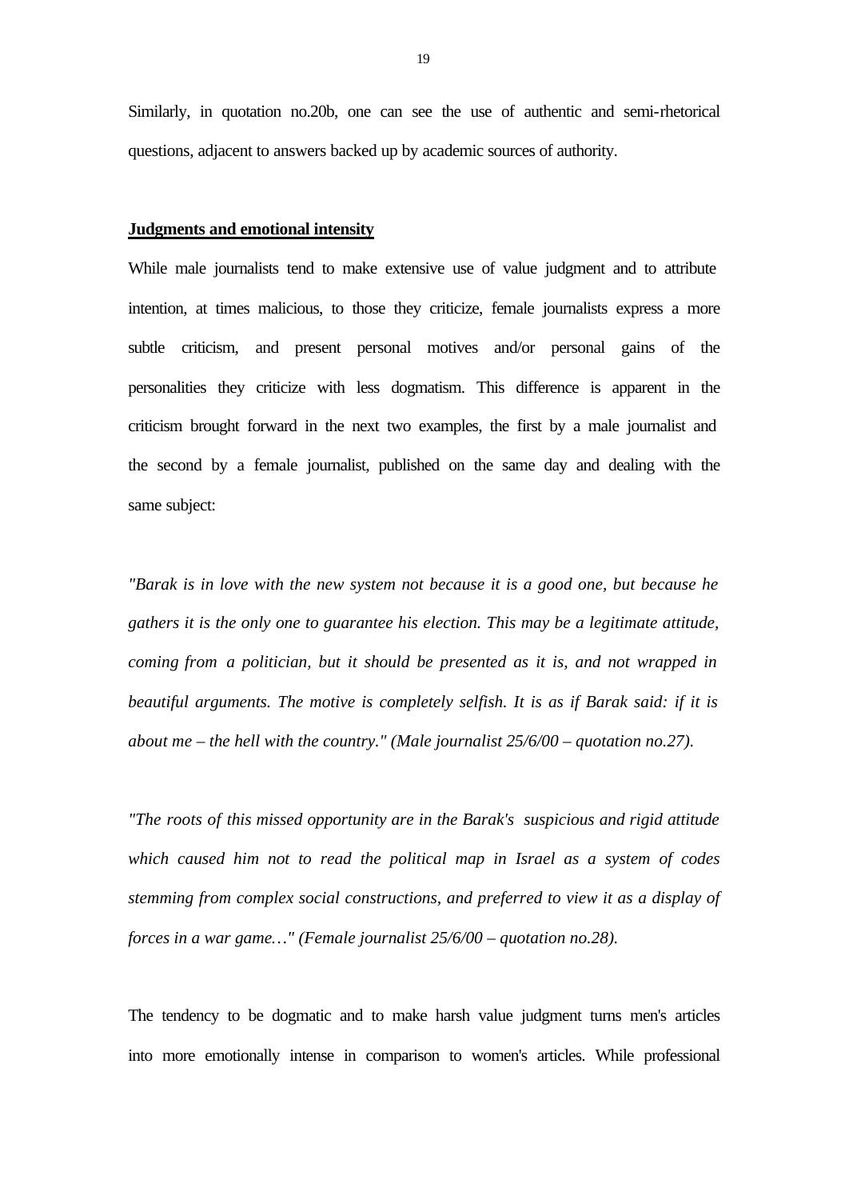Similarly, in quotation no.20b, one can see the use of authentic and semi-rhetorical questions, adjacent to answers backed up by academic sources of authority.

**Judgments and emotional intensity**

While male journalists tend to make extensive use of value judgment and to attribute intention, at times malicious, to those they criticize, female journalists express a more subtle criticism, and present personal motives and/or personal gains of the personalities they criticize with less dogmatism. This difference is apparent in the criticism brought forward in the next two examples, the first by a male journalist and the second by a female journalist, published on the same day and dealing with the same subject:

*"Barak is in love with the new system not because it is a good one, but because he gathers it is the only one to guarantee his election. This may be a legitimate attitude, coming from a politician, but it should be presented as it is, and not wrapped in beautiful arguments. The motive is completely selfish. It is as if Barak said: if it is about me – the hell with the country." (Male journalist 25/6/00 – quotation no.27).*

*"The roots of this missed opportunity are in the Barak's suspicious and rigid attitude which caused him not to read the political map in Israel as a system of codes stemming from complex social constructions, and preferred to view it as a display of forces in a war game…" (Female journalist 25/6/00 – quotation no.28).*

The tendency to be dogmatic and to make harsh value judgment turns men's articles into more emotionally intense in comparison to women's articles. While professional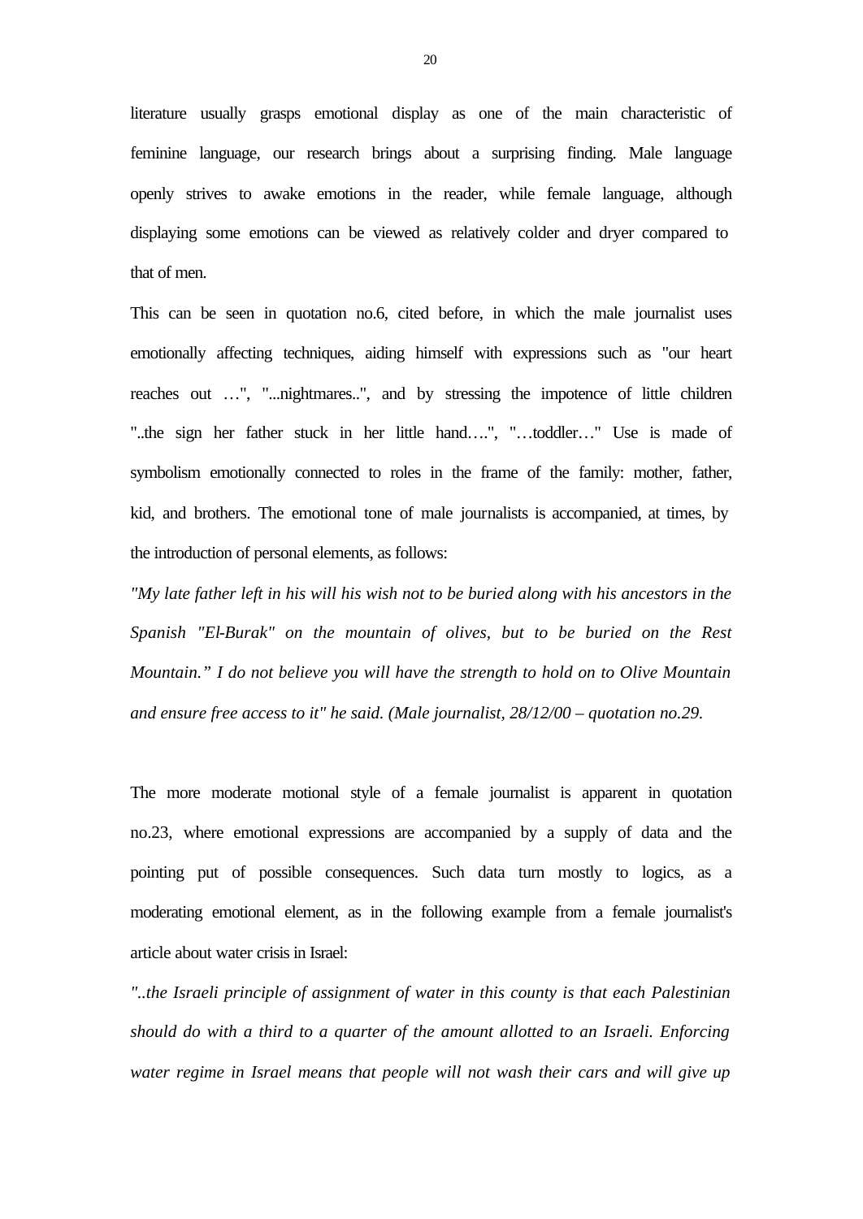literature usually grasps emotional display as one of the main characteristic of feminine language, our research brings about a surprising finding. Male language openly strives to awake emotions in the reader, while female language, although displaying some emotions can be viewed as relatively colder and dryer compared to that of men.

This can be seen in quotation no.6, cited before, in which the male journalist uses emotionally affecting techniques, aiding himself with expressions such as "our heart reaches out …", "...nightmares..", and by stressing the impotence of little children "..the sign her father stuck in her little hand….", "…toddler…" Use is made of symbolism emotionally connected to roles in the frame of the family: mother, father, kid, and brothers. The emotional tone of male journalists is accompanied, at times, by the introduction of personal elements, as follows:

*"My late father left in his will his wish not to be buried along with his ancestors in the Spanish "El-Burak" on the mountain of olives, but to be buried on the Rest Mountain." I do not believe you will have the strength to hold on to Olive Mountain and ensure free access to it" he said. (Male journalist, 28/12/00 – quotation no.29.*

The more moderate motional style of a female journalist is apparent in quotation no.23, where emotional expressions are accompanied by a supply of data and the pointing put of possible consequences. Such data turn mostly to logics, as a moderating emotional element, as in the following example from a female journalist's article about water crisis in Israel:

*"..the Israeli principle of assignment of water in this county is that each Palestinian should do with a third to a quarter of the amount allotted to an Israeli. Enforcing water regime in Israel means that people will not wash their cars and will give up*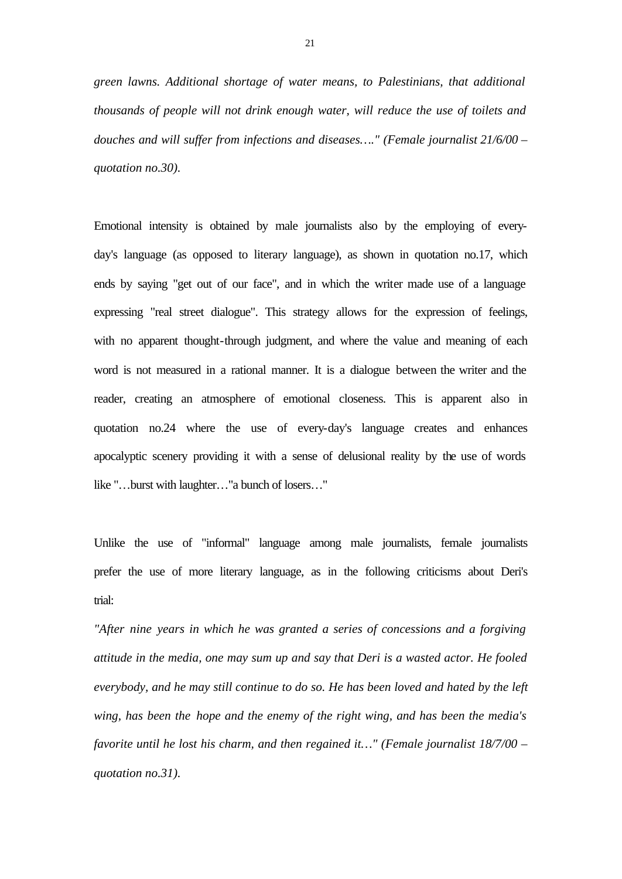*green lawns. Additional shortage of water means, to Palestinians, that additional thousands of people will not drink enough water, will reduce the use of toilets and douches and will suffer from infections and diseases…." (Female journalist 21/6/00 – quotation no.30).*

Emotional intensity is obtained by male journalists also by the employing of every-day's language (as opposed to literary language), as shown in quotation no.17, which ends by saying "get out of our face", and in which the writer made use of a language expressing "real street dialogue". This strategy allows for the expression of feelings, with no apparent thought-through judgment, and where the value and meaning of each word is not measured in a rational manner. It is a dialogue between the writer and the reader, creating an atmosphere of emotional closeness. This is apparent also in quotation no.24 where the use of every-day's language creates and enhances apocalyptic scenery providing it with a sense of delusional reality by the use of words like "…burst with laughter…"a bunch of losers…"

Unlike the use of "informal" language among male journalists, female journalists prefer the use of more literary language, as in the following criticisms about Deri's trial:

*"After nine years in which he was granted a series of concessions and a forgiving attitude in the media, one may sum up and say that Deri is a wasted actor. He fooled everybody, and he may still continue to do so. He has been loved and hated by the left wing, has been the hope and the enemy of the right wing, and has been the media's favorite until he lost his charm, and then regained it…" (Female journalist 18/7/00 – quotation no.31).*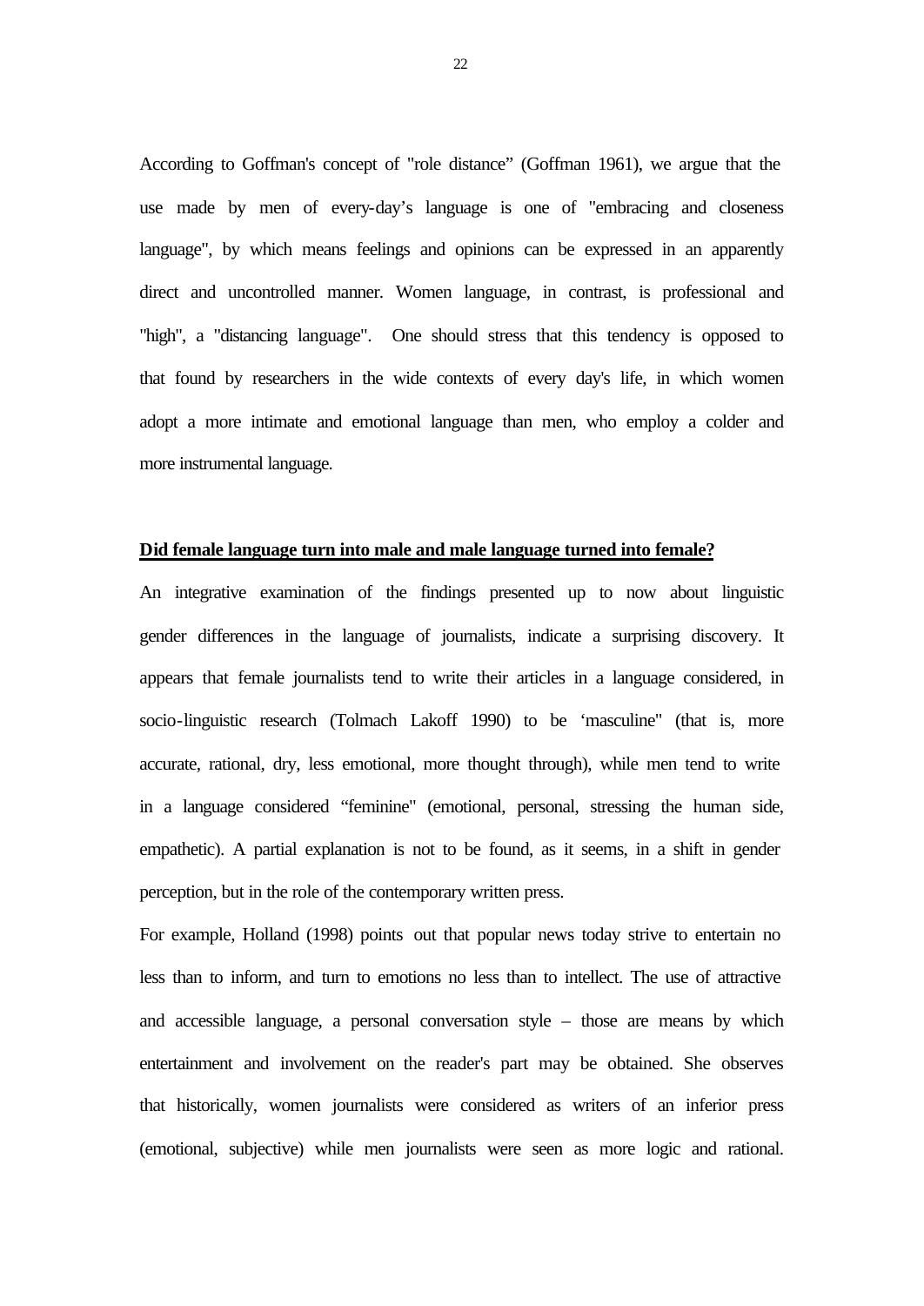According to Goffman's concept of "role distance" (Goffman 1961), we argue that the use made by men of every-day's language is one of "embracing and closeness language", by which means feelings and opinions can be expressed in an apparently direct and uncontrolled manner. Women language, in contrast, is professional and "high", a "distancing language". One should stress that this tendency is opposed to that found by researchers in the wide contexts of every day's life, in which women adopt a more intimate and emotional language than men, who employ a colder and more instrumental language.

**Did female language turn into male and male language turned into female?**

An integrative examination of the findings presented up to now about linguistic gender differences in the language of journalists, indicate a surprising discovery. It appears that female journalists tend to write their articles in a language considered, in socio-linguistic research (Tolmach Lakoff 1990) to be 'masculine" (that is, more accurate, rational, dry, less emotional, more thought through), while men tend to write in a language considered "feminine" (emotional, personal, stressing the human side, empathetic). A partial explanation is not to be found, as it seems, in a shift in gender perception, but in the role of the contemporary written press.

For example, Holland (1998) points out that popular news today strive to entertain no less than to inform, and turn to emotions no less than to intellect. The use of attractive and accessible language, a personal conversation style – those are means by which entertainment and involvement on the reader's part may be obtained. She observes that historically, women journalists were considered as writers of an inferior press (emotional, subjective) while men journalists were seen as more logic and rational.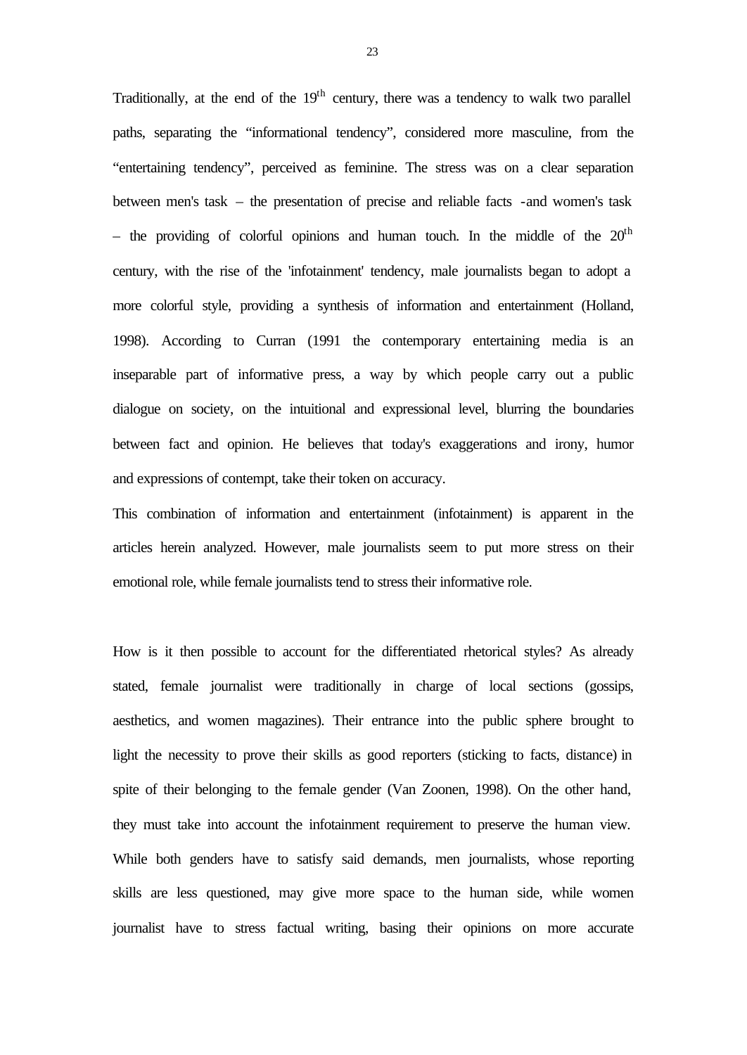Traditionally, at the end of the 19th century, there was a tendency to walk two parallel paths, separating the "informational tendency", considered more masculine, from the "entertaining tendency", perceived as feminine. The stress was on a clear separation between men's task – the presentation of precise and reliable facts -and women's task – the providing of colorful opinions and human touch. In the middle of the 20th century, with the rise of the 'infotainment' tendency, male journalists began to adopt a more colorful style, providing a synthesis of information and entertainment (Holland, 1998). According to Curran (1991 the contemporary entertaining media is an inseparable part of informative press, a way by which people carry out a public dialogue on society, on the intuitional and expressional level, blurring the boundaries between fact and opinion. He believes that today's exaggerations and irony, humor and expressions of contempt, take their token on accuracy.

This combination of information and entertainment (infotainment) is apparent in the articles herein analyzed. However, male journalists seem to put more stress on their emotional role, while female journalists tend to stress their informative role.

How is it then possible to account for the differentiated rhetorical styles? As already stated, female journalist were traditionally in charge of local sections (gossips, aesthetics, and women magazines). Their entrance into the public sphere brought to light the necessity to prove their skills as good reporters (sticking to facts, distance) in spite of their belonging to the female gender (Van Zoonen, 1998). On the other hand, they must take into account the infotainment requirement to preserve the human view. While both genders have to satisfy said demands, men journalists, whose reporting skills are less questioned, may give more space to the human side, while women journalist have to stress factual writing, basing their opinions on more accurate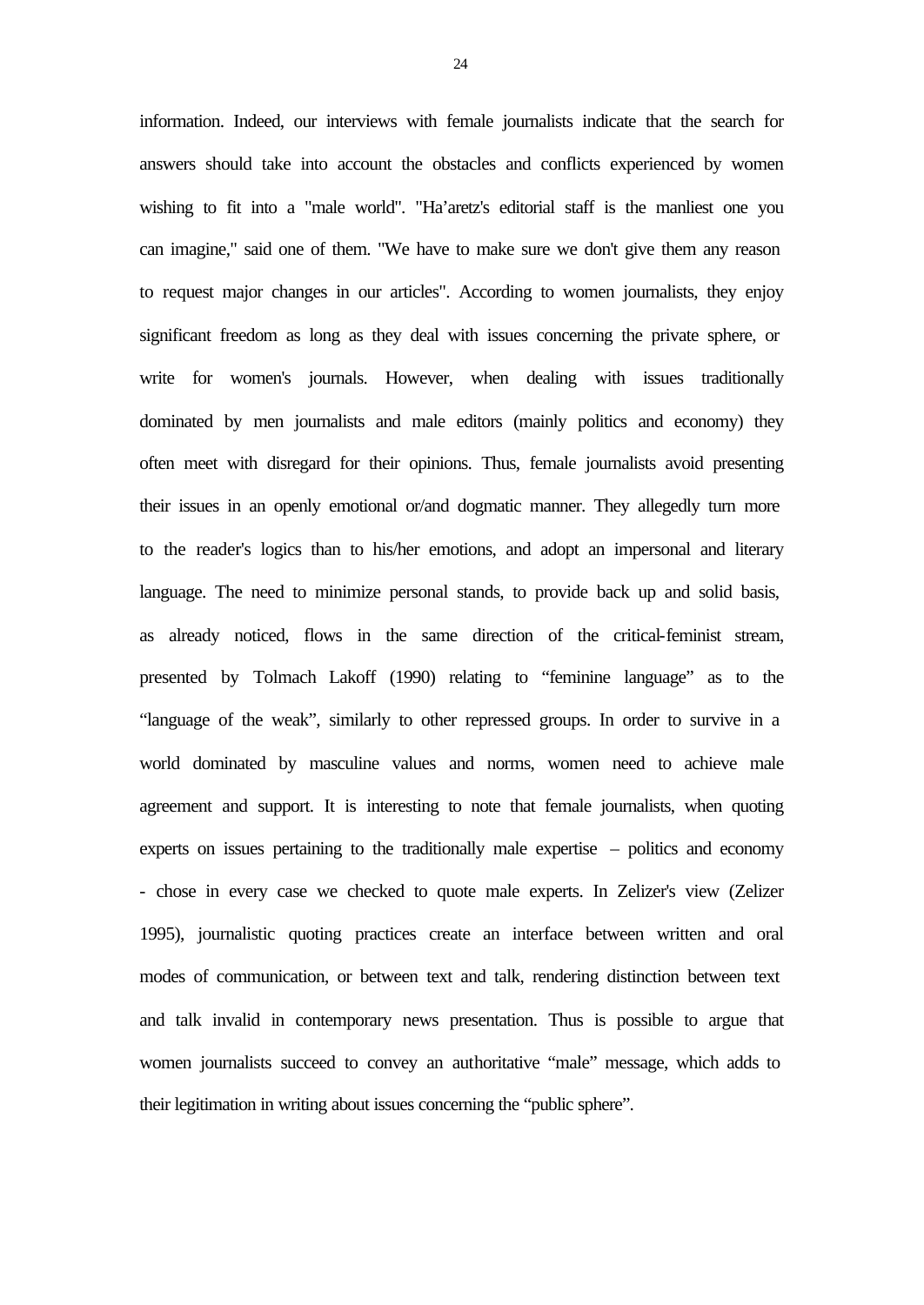information. Indeed, our interviews with female journalists indicate that the search for answers should take into account the obstacles and conflicts experienced by women wishing to fit into a "male world". "Ha'aretz's editorial staff is the manliest one you can imagine," said one of them. "We have to make sure we don't give them any reason to request major changes in our articles". According to women journalists, they enjoy significant freedom as long as they deal with issues concerning the private sphere, or write for women's journals. However, when dealing with issues traditionally dominated by men journalists and male editors (mainly politics and economy) they often meet with disregard for their opinions. Thus, female journalists avoid presenting their issues in an openly emotional or/and dogmatic manner. They allegedly turn more to the reader's logics than to his/her emotions, and adopt an impersonal and literary language. The need to minimize personal stands, to provide back up and solid basis, as already noticed, flows in the same direction of the critical-feminist stream, presented by Tolmach Lakoff (1990) relating to "feminine language" as to the "language of the weak", similarly to other repressed groups. In order to survive in a world dominated by masculine values and norms, women need to achieve male agreement and support. It is interesting to note that female journalists, when quoting experts on issues pertaining to the traditionally male expertise – politics and economy - chose in every case we checked to quote male experts. In Zelizer's view (Zelizer 1995), journalistic quoting practices create an interface between written and oral modes of communication, or between text and talk, rendering distinction between text and talk invalid in contemporary news presentation. Thus is possible to argue that women journalists succeed to convey an authoritative "male" message, which adds to their legitimation in writing about issues concerning the "public sphere".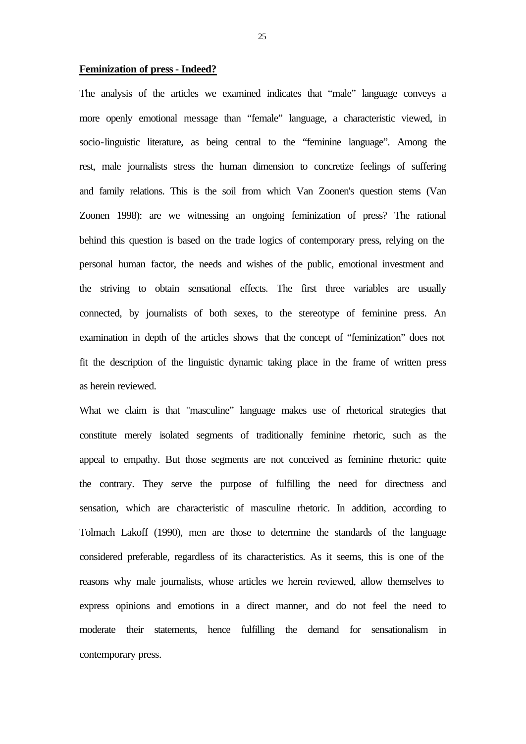**Feminization of press - Indeed?**

The analysis of the articles we examined indicates that "male" language conveys a more openly emotional message than "female" language, a characteristic viewed, in socio-linguistic literature, as being central to the "feminine language". Among the rest, male journalists stress the human dimension to concretize feelings of suffering and family relations. This is the soil from which Van Zoonen's question stems (Van Zoonen 1998): are we witnessing an ongoing feminization of press? The rational behind this question is based on the trade logics of contemporary press, relying on the personal human factor, the needs and wishes of the public, emotional investment and the striving to obtain sensational effects. The first three variables are usually connected, by journalists of both sexes, to the stereotype of feminine press. An examination in depth of the articles shows that the concept of "feminization" does not fit the description of the linguistic dynamic taking place in the frame of written press as herein reviewed.

What we claim is that "masculine" language makes use of rhetorical strategies that constitute merely isolated segments of traditionally feminine rhetoric, such as the appeal to empathy. But those segments are not conceived as feminine rhetoric: quite the contrary. They serve the purpose of fulfilling the need for directness and sensation, which are characteristic of masculine rhetoric. In addition, according to Tolmach Lakoff (1990), men are those to determine the standards of the language considered preferable, regardless of its characteristics. As it seems, this is one of the reasons why male journalists, whose articles we herein reviewed, allow themselves to express opinions and emotions in a direct manner, and do not feel the need to moderate their statements, hence fulfilling the demand for sensationalism in contemporary press.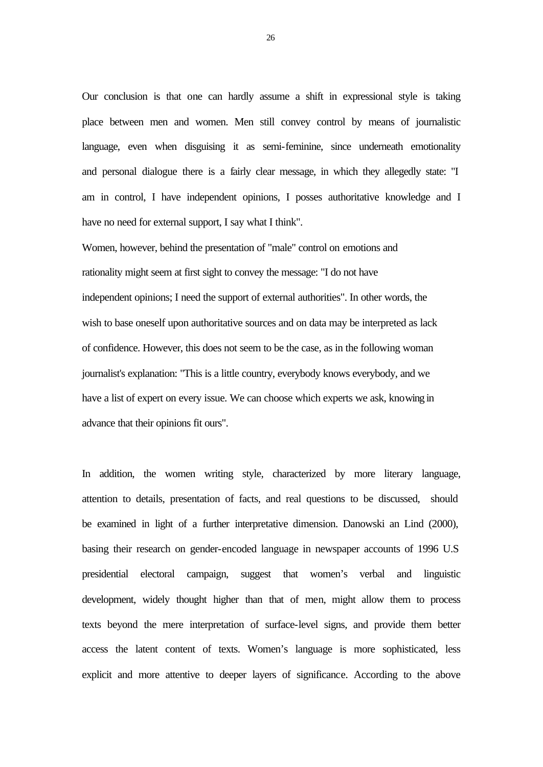Our conclusion is that one can hardly assume a shift in expressional style is taking place between men and women. Men still convey control by means of journalistic language, even when disguising it as semi-feminine, since underneath emotionality and personal dialogue there is a fairly clear message, in which they allegedly state: "I am in control, I have independent opinions, I posses authoritative knowledge and I have no need for external support, I say what I think".

Women, however, behind the presentation of "male" control on emotions and rationality might seem at first sight to convey the message: "I do not have independent opinions; I need the support of external authorities". In other words, the wish to base oneself upon authoritative sources and on data may be interpreted as lack of confidence. However, this does not seem to be the case, as in the following woman journalist's explanation: "This is a little country, everybody knows everybody, and we have a list of expert on every issue. We can choose which experts we ask, knowing in advance that their opinions fit ours".

In addition, the women writing style, characterized by more literary language, attention to details, presentation of facts, and real questions to be discussed, should be examined in light of a further interpretative dimension. Danowski an Lind (2000), basing their research on gender-encoded language in newspaper accounts of 1996 U.S presidential electoral campaign, suggest that women's verbal and linguistic development, widely thought higher than that of men, might allow them to process texts beyond the mere interpretation of surface-level signs, and provide them better access the latent content of texts. Women's language is more sophisticated, less explicit and more attentive to deeper layers of significance. According to the above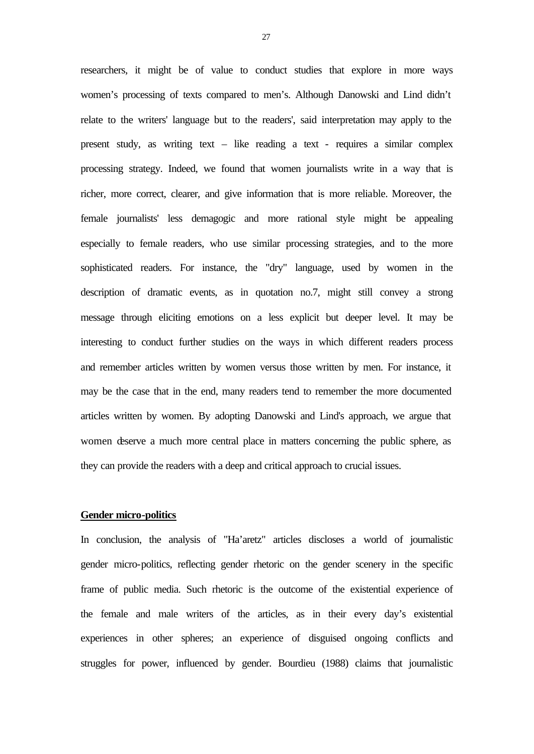researchers, it might be of value to conduct studies that explore in more ways women's processing of texts compared to men's. Although Danowski and Lind didn't relate to the writers' language but to the readers', said interpretation may apply to the present study, as writing text – like reading a text - requires a similar complex processing strategy. Indeed, we found that women journalists write in a way that is richer, more correct, clearer, and give information that is more reliable. Moreover, the female journalists' less demagogic and more rational style might be appealing especially to female readers, who use similar processing strategies, and to the more sophisticated readers. For instance, the "dry" language, used by women in the description of dramatic events, as in quotation no.7, might still convey a strong message through eliciting emotions on a less explicit but deeper level. It may be interesting to conduct further studies on the ways in which different readers process and remember articles written by women versus those written by men. For instance, it may be the case that in the end, many readers tend to remember the more documented articles written by women. By adopting Danowski and Lind's approach, we argue that women deserve a much more central place in matters concerning the public sphere, as they can provide the readers with a deep and critical approach to crucial issues.

**Gender micro-politics**

In conclusion, the analysis of "Ha'aretz" articles discloses a world of journalistic gender micro-politics, reflecting gender rhetoric on the gender scenery in the specific frame of public media. Such rhetoric is the outcome of the existential experience of the female and male writers of the articles, as in their every day's existential experiences in other spheres; an experience of disguised ongoing conflicts and struggles for power, influenced by gender. Bourdieu (1988) claims that journalistic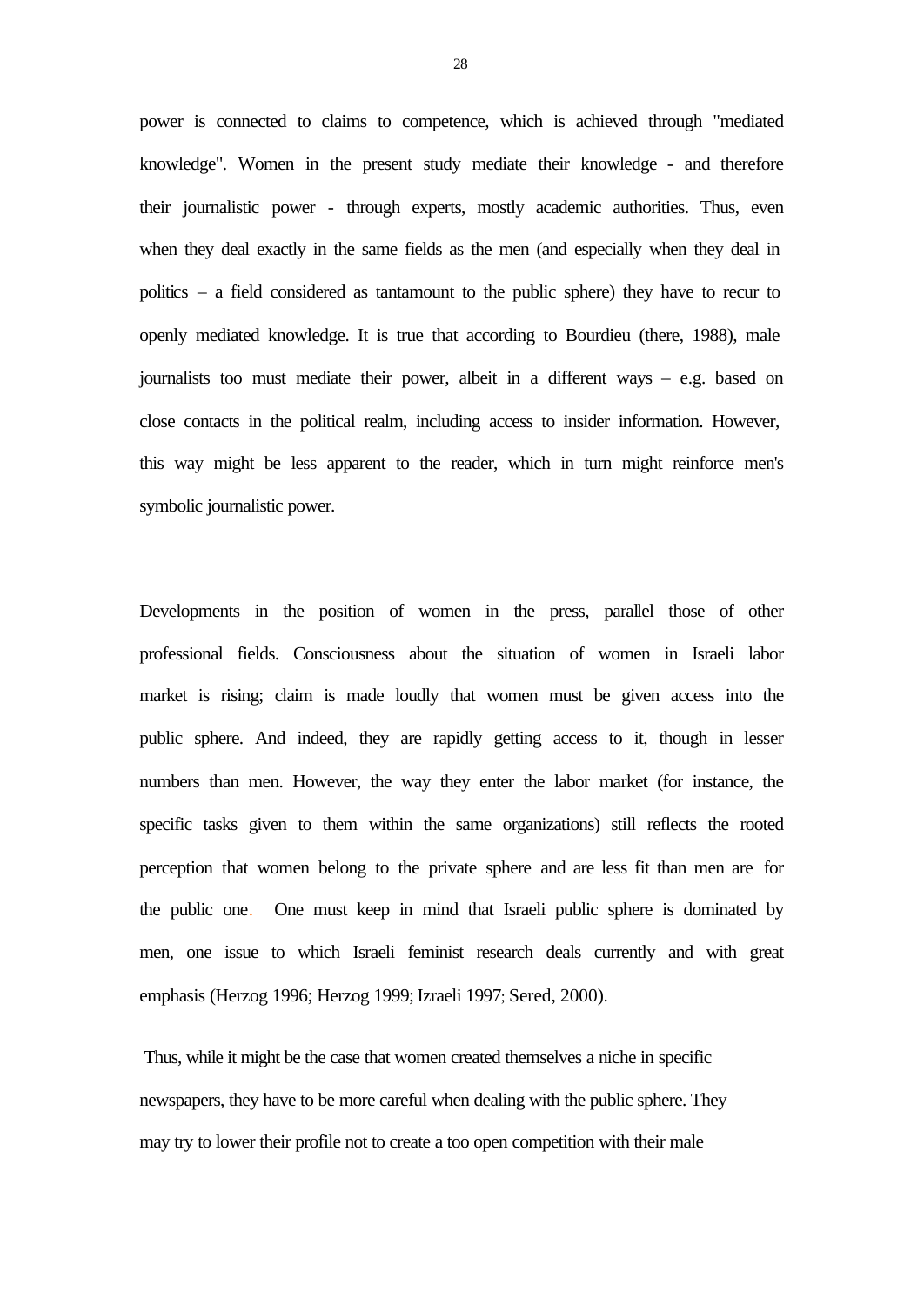power is connected to claims to competence, which is achieved through "mediated knowledge". Women in the present study mediate their knowledge - and therefore their journalistic power - through experts, mostly academic authorities. Thus, even when they deal exactly in the same fields as the men (and especially when they deal in politics – a field considered as tantamount to the public sphere) they have to recur to openly mediated knowledge. It is true that according to Bourdieu (there, 1988), male journalists too must mediate their power, albeit in a different ways – e.g. based on close contacts in the political realm, including access to insider information. However, this way might be less apparent to the reader, which in turn might reinforce men's symbolic journalistic power.

Developments in the position of women in the press, parallel those of other professional fields. Consciousness about the situation of women in Israeli labor market is rising; claim is made loudly that women must be given access into the public sphere. And indeed, they are rapidly getting access to it, though in lesser numbers than men. However, the way they enter the labor market (for instance, the specific tasks given to them within the same organizations) still reflects the rooted perception that women belong to the private sphere and are less fit than men are for the public one. One must keep in mind that Israeli public sphere is dominated by men, one issue to which Israeli feminist research deals currently and with great emphasis (Herzog 1996; Herzog 1999; Izraeli 1997; Sered, 2000).

Thus, while it might be the case that women created themselves a niche in specific newspapers, they have to be more careful when dealing with the public sphere. They may try to lower their profile not to create a too open competition with their male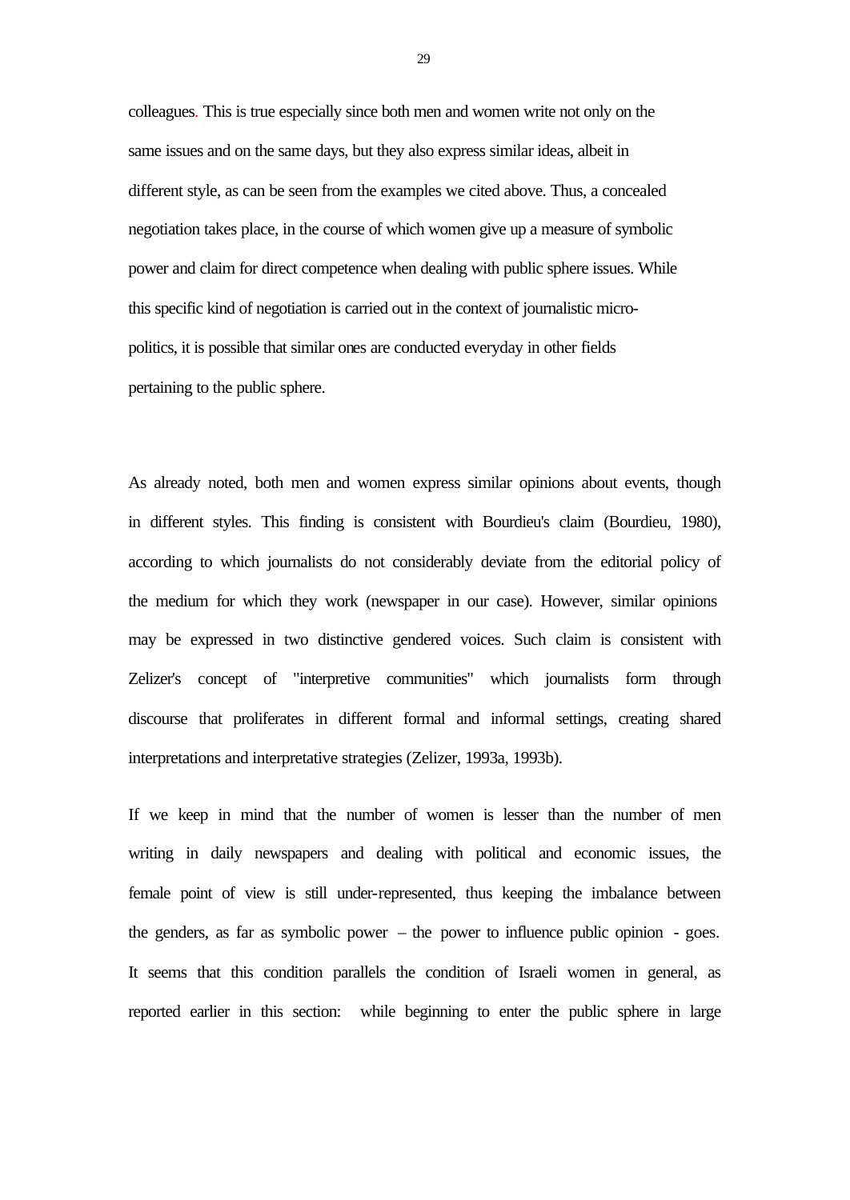colleagues. This is true especially since both men and women write not only on the same issues and on the same days, but they also express similar ideas, albeit in different style, as can be seen from the examples we cited above. Thus, a concealed negotiation takes place, in the course of which women give up a measure of symbolic power and claim for direct competence when dealing with public sphere issues. While this specific kind of negotiation is carried out in the context of journalistic micro-politics, it is possible that similar ones are conducted everyday in other fields pertaining to the public sphere.

As already noted, both men and women express similar opinions about events, though in different styles. This finding is consistent with Bourdieu's claim (Bourdieu, 1980), according to which journalists do not considerably deviate from the editorial policy of the medium for which they work (newspaper in our case). However, similar opinions may be expressed in two distinctive gendered voices. Such claim is consistent with Zelizer's concept of "interpretive communities" which journalists form through discourse that proliferates in different formal and informal settings, creating shared interpretations and interpretative strategies (Zelizer, 1993a, 1993b).

If we keep in mind that the number of women is lesser than the number of men writing in daily newspapers and dealing with political and economic issues, the female point of view is still under-represented, thus keeping the imbalance between the genders, as far as symbolic power – the power to influence public opinion - goes. It seems that this condition parallels the condition of Israeli women in general, as reported earlier in this section: while beginning to enter the public sphere in large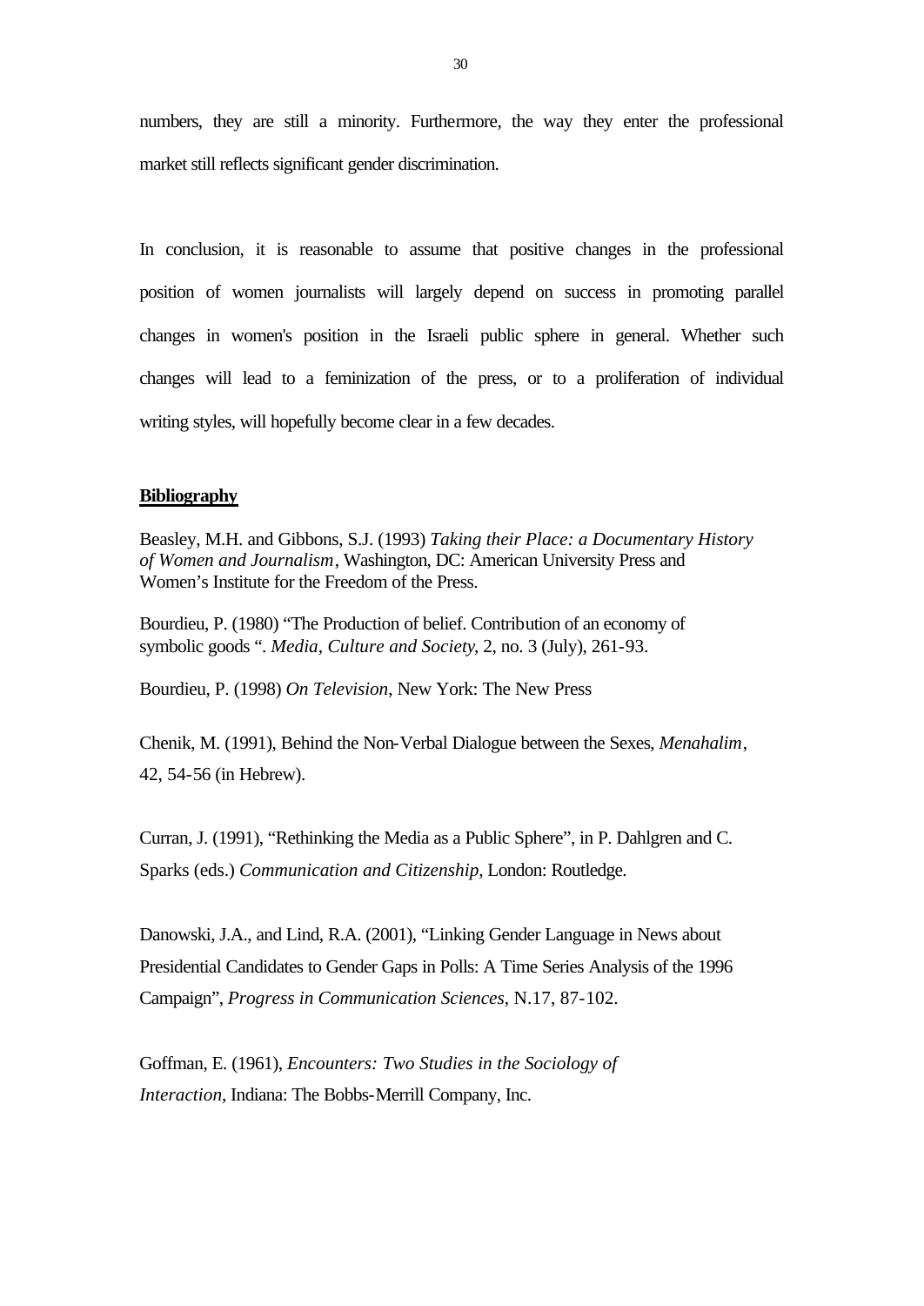numbers, they are still a minority. Furthermore, the way they enter the professional market still reflects significant gender discrimination.

In conclusion, it is reasonable to assume that positive changes in the professional position of women journalists will largely depend on success in promoting parallel changes in women's position in the Israeli public sphere in general. Whether such changes will lead to a feminization of the press, or to a proliferation of individual writing styles, will hopefully become clear in a few decades.

**Bibliography**

Beasley, M.H. and Gibbons, S.J. (1993) *Taking their Place: a Documentary History of Women and Journalism*, Washington, DC: American University Press and Women's Institute for the Freedom of the Press.

Bourdieu, P. (1980) "The Production of belief. Contribution of an economy of symbolic goods ". *Media, Culture and Society*, 2, no. 3 (July), 261-93.

Bourdieu, P. (1998) *On Television*, New York: The New Press

Chenik, M. (1991), Behind the Non-Verbal Dialogue between the Sexes, *Menahalim*, 42, 54-56 (in Hebrew).

Curran, J. (1991), "Rethinking the Media as a Public Sphere", in P. Dahlgren and C. Sparks (eds.) *Communication and Citizenship*, London: Routledge.

Danowski, J.A., and Lind, R.A. (2001), "Linking Gender Language in News about Presidential Candidates to Gender Gaps in Polls: A Time Series Analysis of the 1996 Campaign", *Progress in Communication Sciences*, N.17, 87-102.

Goffman, E. (1961), *Encounters: Two Studies in the Sociology of Interaction*, Indiana: The Bobbs-Merrill Company, Inc.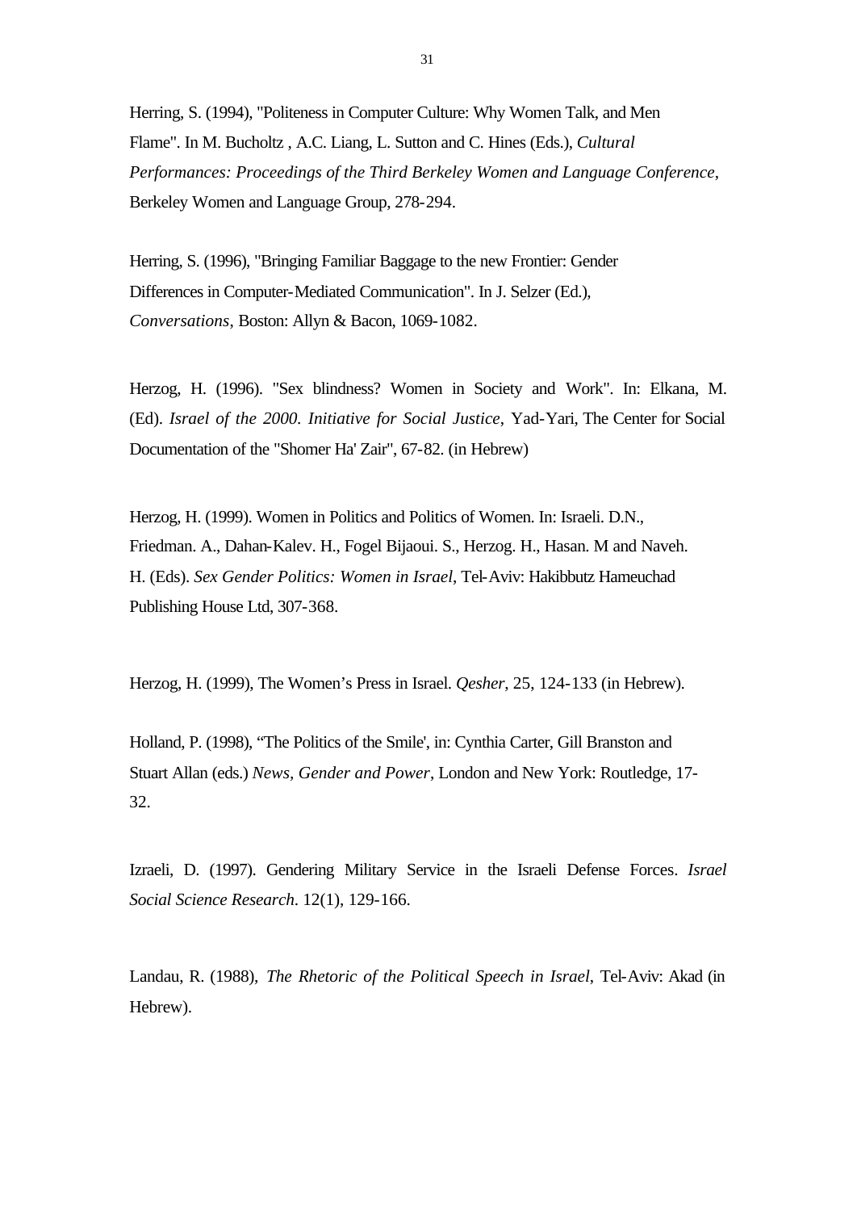Herring, S. (1994), "Politeness in Computer Culture: Why Women Talk, and Men Flame". In M. Bucholtz , A.C. Liang, L. Sutton and C. Hines (Eds.), *Cultural Performances: Proceedings of the Third Berkeley Women and Language Conference*, Berkeley Women and Language Group, 278-294.

Herring, S. (1996), "Bringing Familiar Baggage to the new Frontier: Gender Differences in Computer-Mediated Communication". In J. Selzer (Ed.), *Conversations*, Boston: Allyn & Bacon, 1069-1082.

Herzog, H. (1996). "Sex blindness? Women in Society and Work". In: Elkana, M. (Ed). *Israel of the 2000. Initiative for Social Justice*, Yad-Yari, The Center for Social Documentation of the "Shomer Ha' Zair", 67-82. (in Hebrew)

Herzog, H. (1999). Women in Politics and Politics of Women. In: Israeli. D.N., Friedman. A., Dahan-Kalev. H., Fogel Bijaoui. S., Herzog. H., Hasan. M and Naveh. H. (Eds). *Sex Gender Politics: Women in Israel*, Tel-Aviv: Hakibbutz Hameuchad Publishing House Ltd, 307-368.

Herzog, H. (1999), The Women's Press in Israel. *Qesher*, 25, 124-133 (in Hebrew).

Holland, P. (1998), "The Politics of the Smile', in: Cynthia Carter, Gill Branston and Stuart Allan (eds.) *News, Gender and Power*, London and New York: Routledge, 17-32.

Izraeli, D. (1997). Gendering Military Service in the Israeli Defense Forces. *Israel Social Science Research*. 12(1), 129-166.

Landau, R. (1988), *The Rhetoric of the Political Speech in Israel*, Tel-Aviv: Akad (in Hebrew).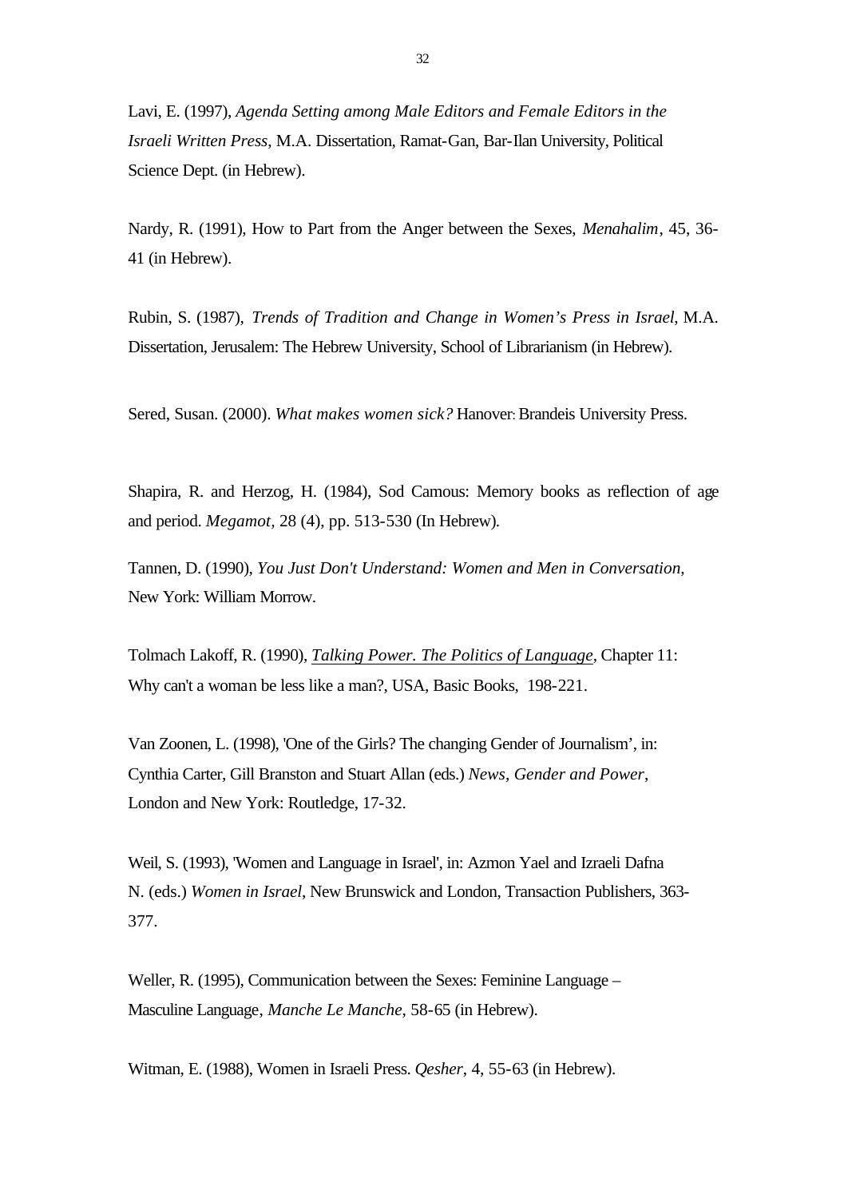Lavi, E. (1997), *Agenda Setting among Male Editors and Female Editors in the Israeli Written Press*, M.A. Dissertation, Ramat-Gan, Bar-Ilan University, Political Science Dept. (in Hebrew).

Nardy, R. (1991), How to Part from the Anger between the Sexes, *Menahalim*, 45, 36-41 (in Hebrew).

Rubin, S. (1987), *Trends of Tradition and Change in Women's Press in Israel*, M.A. Dissertation, Jerusalem: The Hebrew University, School of Librarianism (in Hebrew).

Sered, Susan. (2000). *What makes women sick?* Hanover: Brandeis University Press.

Shapira, R. and Herzog, H. (1984), Sod Camous: Memory books as reflection of age and period. *Megamot*, 28 (4), pp. 513-530 (In Hebrew).

Tannen, D. (1990), *You Just Don't Understand: Women and Men in Conversation*, New York: William Morrow.

Tolmach Lakoff, R. (1990), *Talking Power. The Politics of Language*, Chapter 11: Why can't a woman be less like a man?, USA, Basic Books, 198-221.

Van Zoonen, L. (1998), 'One of the Girls? The changing Gender of Journalism', in: Cynthia Carter, Gill Branston and Stuart Allan (eds.) *News, Gender and Power*, London and New York: Routledge, 17-32.

Weil, S. (1993), 'Women and Language in Israel', in: Azmon Yael and Izraeli Dafna N. (eds.) *Women in Israel*, New Brunswick and London, Transaction Publishers, 363-377.

Weller, R. (1995), Communication between the Sexes: Feminine Language – Masculine Language, *Manche Le Manche*, 58-65 (in Hebrew).

Witman, E. (1988), Women in Israeli Press. *Qesher*, 4, 55-63 (in Hebrew).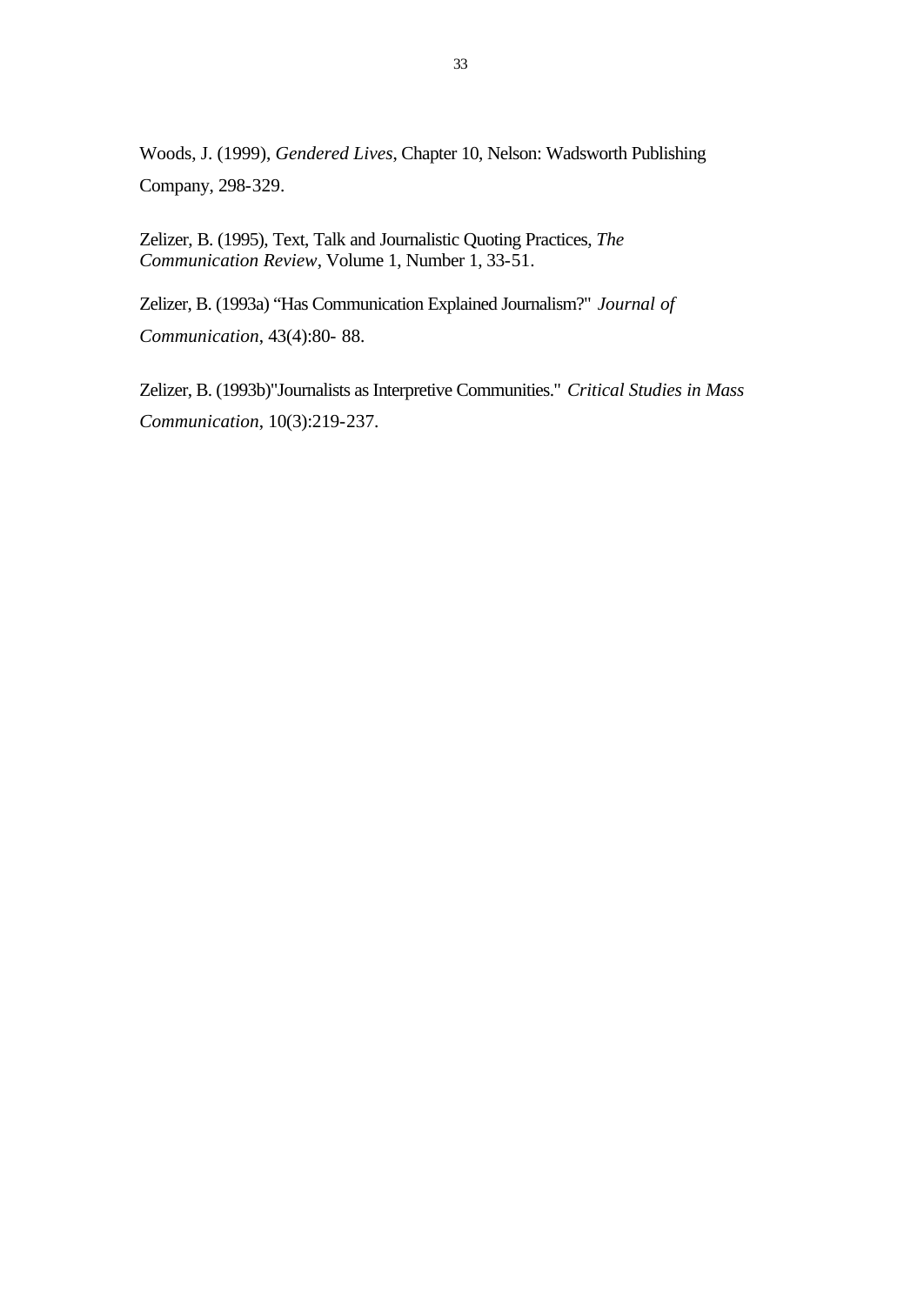Woods, J. (1999), *Gendered Lives*, Chapter 10, Nelson: Wadsworth Publishing Company, 298-329.

Zelizer, B. (1995), Text, Talk and Journalistic Quoting Practices, *The Communication Review*, Volume 1, Number 1, 33-51.

Zelizer, B. (1993a) "Has Communication Explained Journalism?" *Journal of Communication*, 43(4):80- 88.

Zelizer, B. (1993b)"Journalists as Interpretive Communities." *Critical Studies in Mass Communication*, 10(3):219-237.